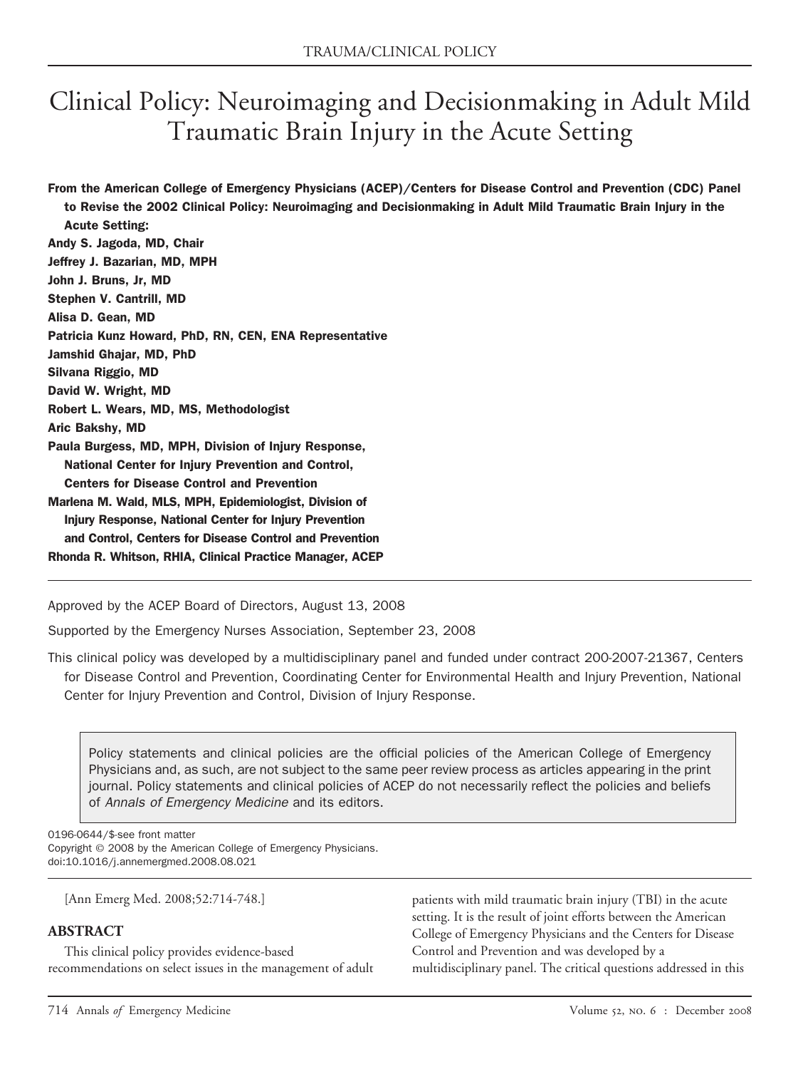# Clinical Policy: Neuroimaging and Decisionmaking in Adult Mild Traumatic Brain Injury in the Acute Setting

**From the American College of Emergency Physicians (ACEP)/Centers for Disease Control and Prevention (CDC) Panel to Revise the 2002 Clinical Policy: Neuroimaging and Decisionmaking in Adult Mild Traumatic Brain Injury in the Acute Setting:**

**Andy S. Jagoda, MD, Chair**
**Jeffrey J. Bazarian, MD, MPH**
**John J. Bruns, Jr, MD**
**Stephen V. Cantrill, MD**
**Alisa D. Gean, MD**
**Patricia Kunz Howard, PhD, RN, CEN, ENA Representative**
**Jamshid Ghajar, MD, PhD**
**Silvana Riggio, MD**
**David W. Wright, MD**
**Robert L. Wears, MD, MS, Methodologist**
**Aric Bakshy, MD**
**Paula Burgess, MD, MPH, Division of Injury Response, National Center for Injury Prevention and Control, Centers for Disease Control and Prevention**
**Marlena M. Wald, MLS, MPH, Epidemiologist, Division of Injury Response, National Center for Injury Prevention and Control, Centers for Disease Control and Prevention**
**Rhonda R. Whitson, RHIA, Clinical Practice Manager, ACEP**

Approved by the ACEP Board of Directors, August 13, 2008

Supported by the Emergency Nurses Association, September 23, 2008

This clinical policy was developed by a multidisciplinary panel and funded under contract 200-2007-21367, Centers for Disease Control and Prevention, Coordinating Center for Environmental Health and Injury Prevention, National Center for Injury Prevention and Control, Division of Injury Response.

> Policy statements and clinical policies are the official policies of the American College of Emergency Physicians and, as such, are not subject to the same peer review process as articles appearing in the print journal. Policy statements and clinical policies of ACEP do not necessarily reflect the policies and beliefs of *Annals of Emergency Medicine* and its editors.

0196-0644/$-see front matter
Copyright © 2008 by the American College of Emergency Physicians.
doi:10.1016/j.annemergmed.2008.08.021

[Ann Emerg Med. 2008;52:714-748.]

## ABSTRACT

This clinical policy provides evidence-based recommendations on select issues in the management of adult patients with mild traumatic brain injury (TBI) in the acute setting. It is the result of joint efforts between the American College of Emergency Physicians and the Centers for Disease Control and Prevention and was developed by a multidisciplinary panel. The critical questions addressed in this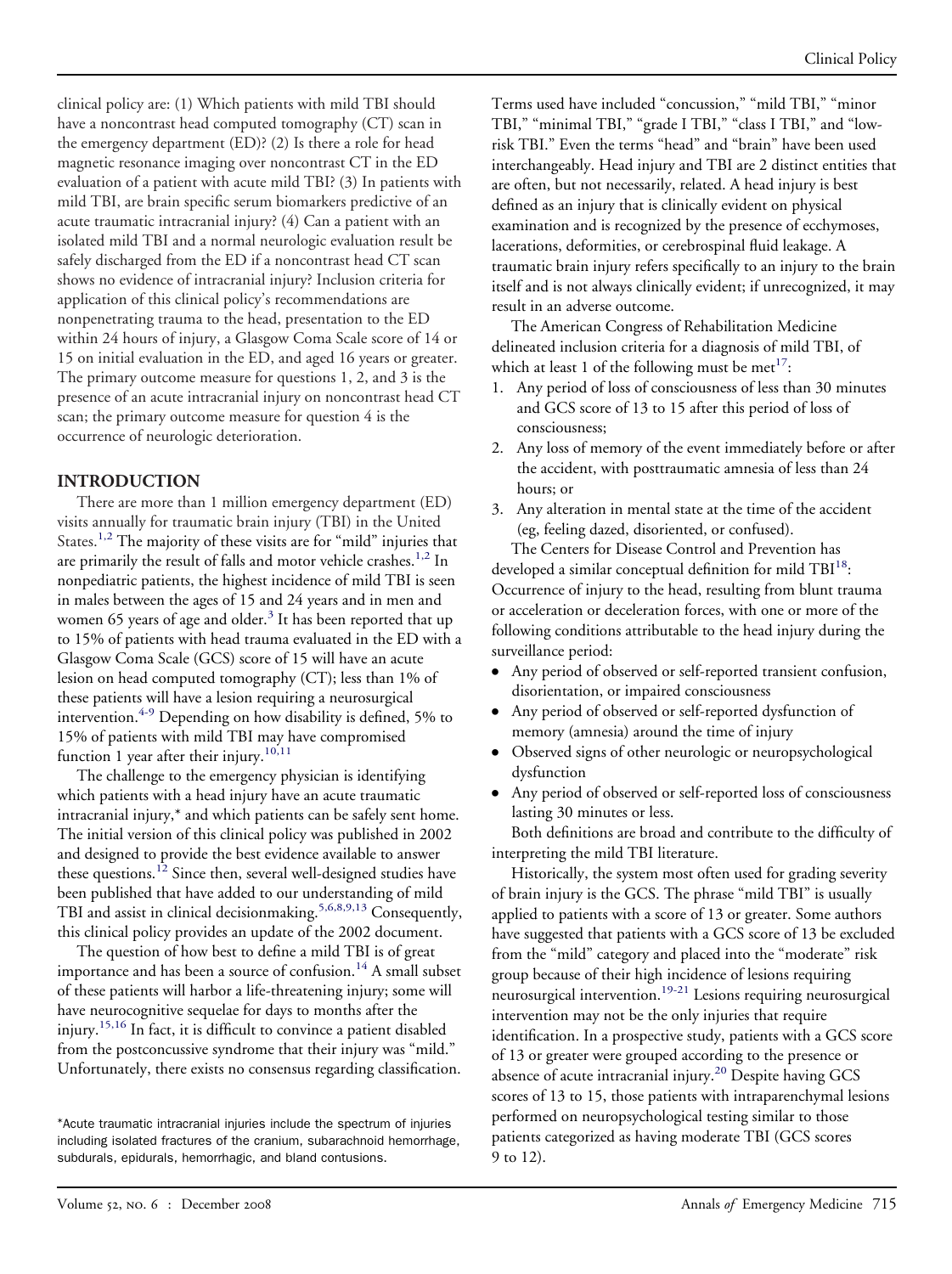clinical policy are: (1) Which patients with mild TBI should have a noncontrast head computed tomography (CT) scan in the emergency department (ED)? (2) Is there a role for head magnetic resonance imaging over noncontrast CT in the ED evaluation of a patient with acute mild TBI? (3) In patients with mild TBI, are brain specific serum biomarkers predictive of an acute traumatic intracranial injury? (4) Can a patient with an isolated mild TBI and a normal neurologic evaluation result be safely discharged from the ED if a noncontrast head CT scan shows no evidence of intracranial injury? Inclusion criteria for application of this clinical policy's recommendations are nonpenetrating trauma to the head, presentation to the ED within 24 hours of injury, a Glasgow Coma Scale score of 14 or 15 on initial evaluation in the ED, and aged 16 years or greater. The primary outcome measure for questions 1, 2, and 3 is the presence of an acute intracranial injury on noncontrast head CT scan; the primary outcome measure for question 4 is the occurrence of neurologic deterioration.

## INTRODUCTION

There are more than 1 million emergency department (ED) visits annually for traumatic brain injury (TBI) in the United States.[1,2] The majority of these visits are for "mild" injuries that are primarily the result of falls and motor vehicle crashes.[1,2] In nonpediatric patients, the highest incidence of mild TBI is seen in males between the ages of 15 and 24 years and in men and women 65 years of age and older.[3] It has been reported that up to 15% of patients with head trauma evaluated in the ED with a Glasgow Coma Scale (GCS) score of 15 will have an acute lesion on head computed tomography (CT); less than 1% of these patients will have a lesion requiring a neurosurgical intervention.[4-9] Depending on how disability is defined, 5% to 15% of patients with mild TBI may have compromised function 1 year after their injury.[10,11]

The challenge to the emergency physician is identifying which patients with a head injury have an acute traumatic intracranial injury,* and which patients can be safely sent home. The initial version of this clinical policy was published in 2002 and designed to provide the best evidence available to answer these questions.[12] Since then, several well-designed studies have been published that have added to our understanding of mild TBI and assist in clinical decisionmaking.[5,6,8,9,13] Consequently, this clinical policy provides an update of the 2002 document.

The question of how best to define a mild TBI is of great importance and has been a source of confusion.[14] A small subset of these patients will harbor a life-threatening injury; some will have neurocognitive sequelae for days to months after the injury.[15,16] In fact, it is difficult to convince a patient disabled from the postconcussive syndrome that their injury was "mild." Unfortunately, there exists no consensus regarding classification. Terms used have included "concussion," "mild TBI," "minor TBI," "minimal TBI," "grade I TBI," "class I TBI," and "low-risk TBI." Even the terms "head" and "brain" have been used interchangeably. Head injury and TBI are 2 distinct entities that are often, but not necessarily, related. A head injury is best defined as an injury that is clinically evident on physical examination and is recognized by the presence of ecchymoses, lacerations, deformities, or cerebrospinal fluid leakage. A traumatic brain injury refers specifically to an injury to the brain itself and is not always clinically evident; if unrecognized, it may result in an adverse outcome.

The American Congress of Rehabilitation Medicine delineated inclusion criteria for a diagnosis of mild TBI, of which at least 1 of the following must be met[17]:

1. Any period of loss of consciousness of less than 30 minutes and GCS score of 13 to 15 after this period of loss of consciousness;
2. Any loss of memory of the event immediately before or after the accident, with posttraumatic amnesia of less than 24 hours; or
3. Any alteration in mental state at the time of the accident (eg, feeling dazed, disoriented, or confused).

The Centers for Disease Control and Prevention has developed a similar conceptual definition for mild TBI[18]: Occurrence of injury to the head, resulting from blunt trauma or acceleration or deceleration forces, with one or more of the following conditions attributable to the head injury during the surveillance period:

- Any period of observed or self-reported transient confusion, disorientation, or impaired consciousness
- Any period of observed or self-reported dysfunction of memory (amnesia) around the time of injury
- Observed signs of other neurologic or neuropsychological dysfunction
- Any period of observed or self-reported loss of consciousness lasting 30 minutes or less.

Both definitions are broad and contribute to the difficulty of interpreting the mild TBI literature.

Historically, the system most often used for grading severity of brain injury is the GCS. The phrase "mild TBI" is usually applied to patients with a score of 13 or greater. Some authors have suggested that patients with a GCS score of 13 be excluded from the "mild" category and placed into the "moderate" risk group because of their high incidence of lesions requiring neurosurgical intervention.[19-21] Lesions requiring neurosurgical intervention may not be the only injuries that require identification. In a prospective study, patients with a GCS score of 13 or greater were grouped according to the presence or absence of acute intracranial injury.[20] Despite having GCS scores of 13 to 15, those patients with intraparenchymal lesions performed on neuropsychological testing similar to those patients categorized as having moderate TBI (GCS scores 9 to 12).

*Acute traumatic intracranial injuries include the spectrum of injuries including isolated fractures of the cranium, subarachnoid hemorrhage, subdurals, epidurals, hemorrhagic, and bland contusions.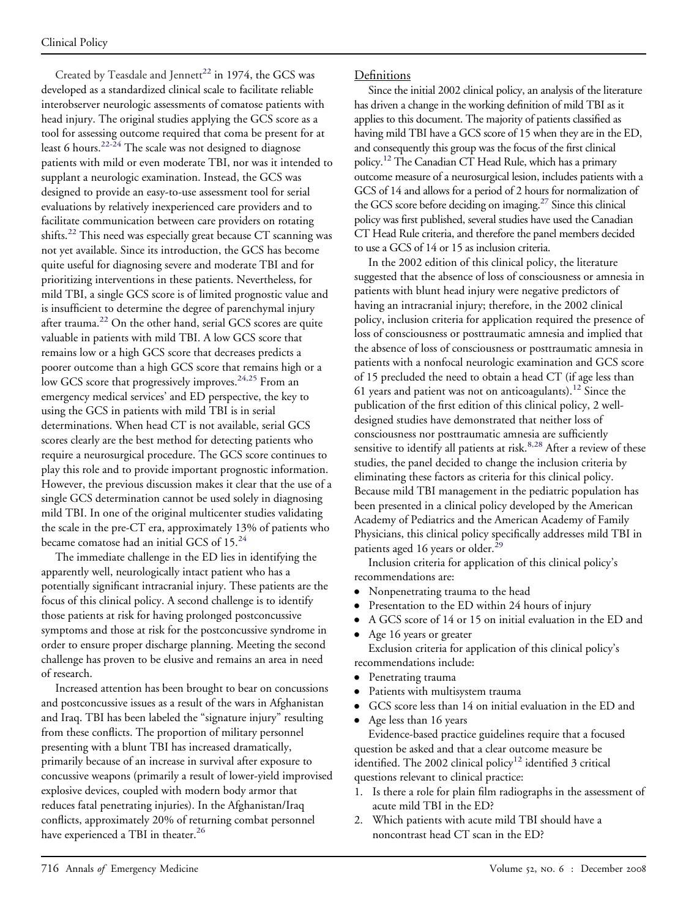Created by Teasdale and Jennett[22] in 1974, the GCS was developed as a standardized clinical scale to facilitate reliable interobserver neurologic assessments of comatose patients with head injury. The original studies applying the GCS score as a tool for assessing outcome required that coma be present for at least 6 hours.[22-24] The scale was not designed to diagnose patients with mild or even moderate TBI, nor was it intended to supplant a neurologic examination. Instead, the GCS was designed to provide an easy-to-use assessment tool for serial evaluations by relatively inexperienced care providers and to facilitate communication between care providers on rotating shifts.[22] This need was especially great because CT scanning was not yet available. Since its introduction, the GCS has become quite useful for diagnosing severe and moderate TBI and for prioritizing interventions in these patients. Nevertheless, for mild TBI, a single GCS score is of limited prognostic value and is insufficient to determine the degree of parenchymal injury after trauma.[22] On the other hand, serial GCS scores are quite valuable in patients with mild TBI. A low GCS score that remains low or a high GCS score that decreases predicts a poorer outcome than a high GCS score that remains high or a low GCS score that progressively improves.[24,25] From an emergency medical services' and ED perspective, the key to using the GCS in patients with mild TBI is in serial determinations. When head CT is not available, serial GCS scores clearly are the best method for detecting patients who require a neurosurgical procedure. The GCS score continues to play this role and to provide important prognostic information. However, the previous discussion makes it clear that the use of a single GCS determination cannot be used solely in diagnosing mild TBI. In one of the original multicenter studies validating the scale in the pre-CT era, approximately 13% of patients who became comatose had an initial GCS of 15.[24]

The immediate challenge in the ED lies in identifying the apparently well, neurologically intact patient who has a potentially significant intracranial injury. These patients are the focus of this clinical policy. A second challenge is to identify those patients at risk for having prolonged postconcussive symptoms and those at risk for the postconcussive syndrome in order to ensure proper discharge planning. Meeting the second challenge has proven to be elusive and remains an area in need of research.

Increased attention has been brought to bear on concussions and postconcussive issues as a result of the wars in Afghanistan and Iraq. TBI has been labeled the "signature injury" resulting from these conflicts. The proportion of military personnel presenting with a blunt TBI has increased dramatically, primarily because of an increase in survival after exposure to concussive weapons (primarily a result of lower-yield improvised explosive devices, coupled with modern body armor that reduces fatal penetrating injuries). In the Afghanistan/Iraq conflicts, approximately 20% of returning combat personnel have experienced a TBI in theater.[26]

## Definitions

Since the initial 2002 clinical policy, an analysis of the literature has driven a change in the working definition of mild TBI as it applies to this document. The majority of patients classified as having mild TBI have a GCS score of 15 when they are in the ED, and consequently this group was the focus of the first clinical policy.[12] The Canadian CT Head Rule, which has a primary outcome measure of a neurosurgical lesion, includes patients with a GCS of 14 and allows for a period of 2 hours for normalization of the GCS score before deciding on imaging.[27] Since this clinical policy was first published, several studies have used the Canadian CT Head Rule criteria, and therefore the panel members decided to use a GCS of 14 or 15 as inclusion criteria.

In the 2002 edition of this clinical policy, the literature suggested that the absence of loss of consciousness or amnesia in patients with blunt head injury were negative predictors of having an intracranial injury; therefore, in the 2002 clinical policy, inclusion criteria for application required the presence of loss of consciousness or posttraumatic amnesia and implied that the absence of loss of consciousness or posttraumatic amnesia in patients with a nonfocal neurologic examination and GCS score of 15 precluded the need to obtain a head CT (if age less than 61 years and patient was not on anticoagulants).[12] Since the publication of the first edition of this clinical policy, 2 well-designed studies have demonstrated that neither loss of consciousness nor posttraumatic amnesia are sufficiently sensitive to identify all patients at risk.[8,28] After a review of these studies, the panel decided to change the inclusion criteria by eliminating these factors as criteria for this clinical policy. Because mild TBI management in the pediatric population has been presented in a clinical policy developed by the American Academy of Pediatrics and the American Academy of Family Physicians, this clinical policy specifically addresses mild TBI in patients aged 16 years or older.[29]

Inclusion criteria for application of this clinical policy's recommendations are:

- Nonpenetrating trauma to the head
- Presentation to the ED within 24 hours of injury
- A GCS score of 14 or 15 on initial evaluation in the ED and
- Age 16 years or greater

Exclusion criteria for application of this clinical policy's recommendations include:

- Penetrating trauma
- Patients with multisystem trauma
- GCS score less than 14 on initial evaluation in the ED and
- Age less than 16 years

Evidence-based practice guidelines require that a focused question be asked and that a clear outcome measure be identified. The 2002 clinical policy[12] identified 3 critical questions relevant to clinical practice:

1. Is there a role for plain film radiographs in the assessment of acute mild TBI in the ED?
2. Which patients with acute mild TBI should have a noncontrast head CT scan in the ED?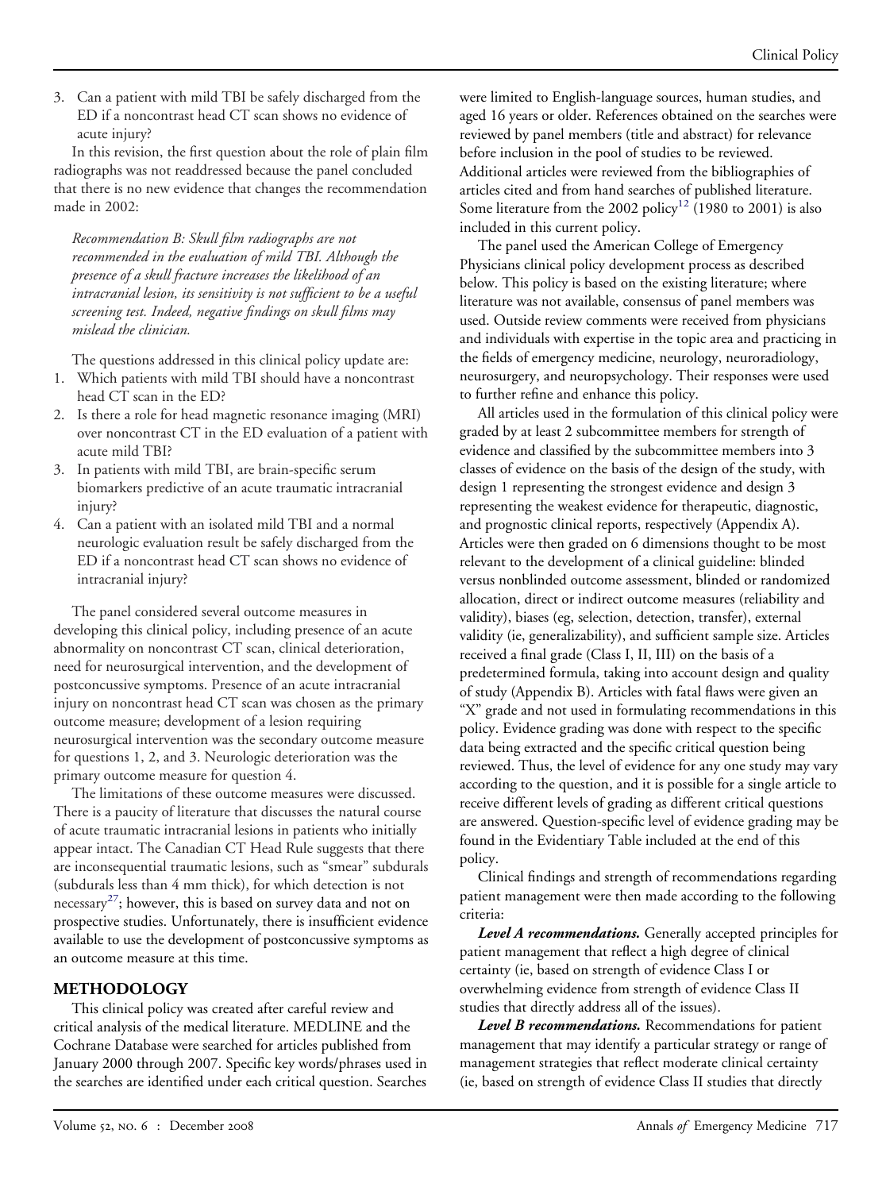3. Can a patient with mild TBI be safely discharged from the ED if a noncontrast head CT scan shows no evidence of acute injury?

In this revision, the first question about the role of plain film radiographs was not readdressed because the panel concluded that there is no new evidence that changes the recommendation made in 2002:

> *Recommendation B: Skull film radiographs are not recommended in the evaluation of mild TBI. Although the presence of a skull fracture increases the likelihood of an intracranial lesion, its sensitivity is not sufficient to be a useful screening test. Indeed, negative findings on skull films may mislead the clinician.*

The questions addressed in this clinical policy update are:

1. Which patients with mild TBI should have a noncontrast head CT scan in the ED?
2. Is there a role for head magnetic resonance imaging (MRI) over noncontrast CT in the ED evaluation of a patient with acute mild TBI?
3. In patients with mild TBI, are brain-specific serum biomarkers predictive of an acute traumatic intracranial injury?
4. Can a patient with an isolated mild TBI and a normal neurologic evaluation result be safely discharged from the ED if a noncontrast head CT scan shows no evidence of intracranial injury?

The panel considered several outcome measures in developing this clinical policy, including presence of an acute abnormality on noncontrast CT scan, clinical deterioration, need for neurosurgical intervention, and the development of postconcussive symptoms. Presence of an acute intracranial injury on noncontrast head CT scan was chosen as the primary outcome measure; development of a lesion requiring neurosurgical intervention was the secondary outcome measure for questions 1, 2, and 3. Neurologic deterioration was the primary outcome measure for question 4.

The limitations of these outcome measures were discussed. There is a paucity of literature that discusses the natural course of acute traumatic intracranial lesions in patients who initially appear intact. The Canadian CT Head Rule suggests that there are inconsequential traumatic lesions, such as "smear" subdurals (subdurals less than 4 mm thick), for which detection is not necessary[27]; however, this is based on survey data and not on prospective studies. Unfortunately, there is insufficient evidence available to use the development of postconcussive symptoms as an outcome measure at this time.

## METHODOLOGY

This clinical policy was created after careful review and critical analysis of the medical literature. MEDLINE and the Cochrane Database were searched for articles published from January 2000 through 2007. Specific key words/phrases used in the searches are identified under each critical question. Searches were limited to English-language sources, human studies, and aged 16 years or older. References obtained on the searches were reviewed by panel members (title and abstract) for relevance before inclusion in the pool of studies to be reviewed. Additional articles were reviewed from the bibliographies of articles cited and from hand searches of published literature. Some literature from the 2002 policy[12] (1980 to 2001) is also included in this current policy.

The panel used the American College of Emergency Physicians clinical policy development process as described below. This policy is based on the existing literature; where literature was not available, consensus of panel members was used. Outside review comments were received from physicians and individuals with expertise in the topic area and practicing in the fields of emergency medicine, neurology, neuroradiology, neurosurgery, and neuropsychology. Their responses were used to further refine and enhance this policy.

All articles used in the formulation of this clinical policy were graded by at least 2 subcommittee members for strength of evidence and classified by the subcommittee members into 3 classes of evidence on the basis of the design of the study, with design 1 representing the strongest evidence and design 3 representing the weakest evidence for therapeutic, diagnostic, and prognostic clinical reports, respectively (Appendix A). Articles were then graded on 6 dimensions thought to be most relevant to the development of a clinical guideline: blinded versus nonblinded outcome assessment, blinded or randomized allocation, direct or indirect outcome measures (reliability and validity), biases (eg, selection, detection, transfer), external validity (ie, generalizability), and sufficient sample size. Articles received a final grade (Class I, II, III) on the basis of a predetermined formula, taking into account design and quality of study (Appendix B). Articles with fatal flaws were given an "X" grade and not used in formulating recommendations in this policy. Evidence grading was done with respect to the specific data being extracted and the specific critical question being reviewed. Thus, the level of evidence for any one study may vary according to the question, and it is possible for a single article to receive different levels of grading as different critical questions are answered. Question-specific level of evidence grading may be found in the Evidentiary Table included at the end of this policy.

Clinical findings and strength of recommendations regarding patient management were then made according to the following criteria:

***Level A recommendations.*** Generally accepted principles for patient management that reflect a high degree of clinical certainty (ie, based on strength of evidence Class I or overwhelming evidence from strength of evidence Class II studies that directly address all of the issues).

***Level B recommendations.*** Recommendations for patient management that may identify a particular strategy or range of management strategies that reflect moderate clinical certainty (ie, based on strength of evidence Class II studies that directly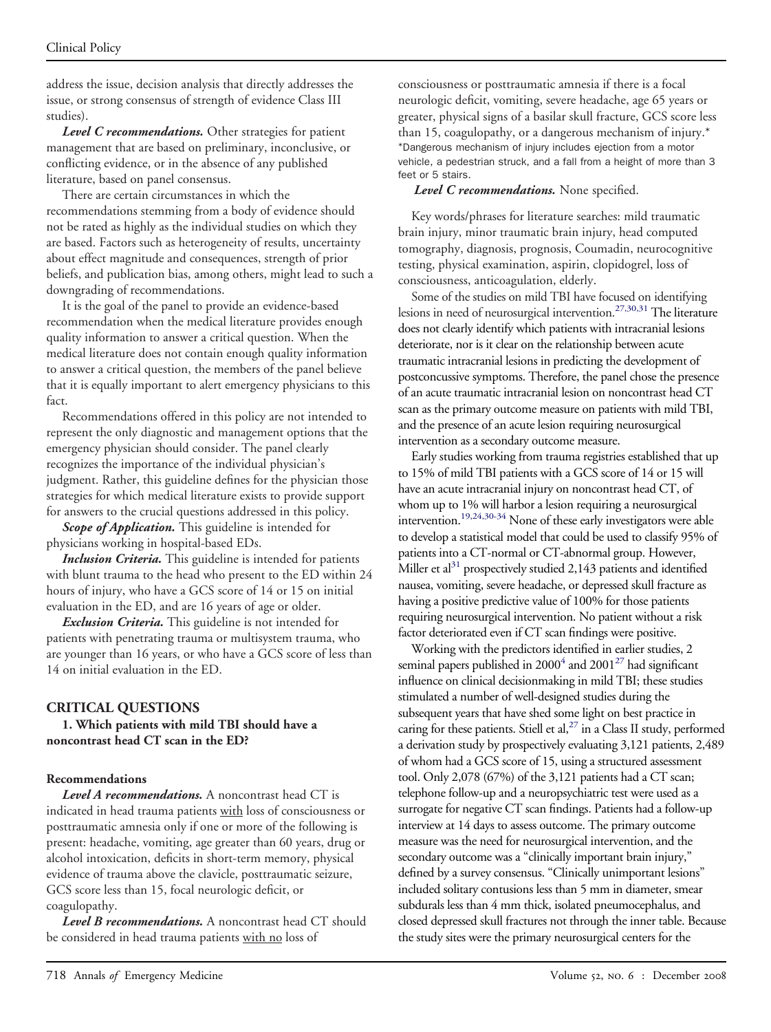address the issue, decision analysis that directly addresses the issue, or strong consensus of strength of evidence Class III studies).

***Level C recommendations.*** Other strategies for patient management that are based on preliminary, inconclusive, or conflicting evidence, or in the absence of any published literature, based on panel consensus.

There are certain circumstances in which the recommendations stemming from a body of evidence should not be rated as highly as the individual studies on which they are based. Factors such as heterogeneity of results, uncertainty about effect magnitude and consequences, strength of prior beliefs, and publication bias, among others, might lead to such a downgrading of recommendations.

It is the goal of the panel to provide an evidence-based recommendation when the medical literature provides enough quality information to answer a critical question. When the medical literature does not contain enough quality information to answer a critical question, the members of the panel believe that it is equally important to alert emergency physicians to this fact.

Recommendations offered in this policy are not intended to represent the only diagnostic and management options that the emergency physician should consider. The panel clearly recognizes the importance of the individual physician's judgment. Rather, this guideline defines for the physician those strategies for which medical literature exists to provide support for answers to the crucial questions addressed in this policy.

***Scope of Application.*** This guideline is intended for physicians working in hospital-based EDs.

***Inclusion Criteria.*** This guideline is intended for patients with blunt trauma to the head who present to the ED within 24 hours of injury, who have a GCS score of 14 or 15 on initial evaluation in the ED, and are 16 years of age or older.

***Exclusion Criteria.*** This guideline is not intended for patients with penetrating trauma or multisystem trauma, who are younger than 16 years, or who have a GCS score of less than 14 on initial evaluation in the ED.

## CRITICAL QUESTIONS

### 1. Which patients with mild TBI should have a noncontrast head CT scan in the ED?

#### Recommendations

***Level A recommendations.*** A noncontrast head CT is indicated in head trauma patients with loss of consciousness or posttraumatic amnesia only if one or more of the following is present: headache, vomiting, age greater than 60 years, drug or alcohol intoxication, deficits in short-term memory, physical evidence of trauma above the clavicle, posttraumatic seizure, GCS score less than 15, focal neurologic deficit, or coagulopathy.

***Level B recommendations.*** A noncontrast head CT should be considered in head trauma patients with no loss of consciousness or posttraumatic amnesia if there is a focal neurologic deficit, vomiting, severe headache, age 65 years or greater, physical signs of a basilar skull fracture, GCS score less than 15, coagulopathy, or a dangerous mechanism of injury.*

*Dangerous mechanism of injury includes ejection from a motor vehicle, a pedestrian struck, and a fall from a height of more than 3 feet or 5 stairs.

***Level C recommendations.*** None specified.

Key words/phrases for literature searches: mild traumatic brain injury, minor traumatic brain injury, head computed tomography, diagnosis, prognosis, Coumadin, neurocognitive testing, physical examination, aspirin, clopidogrel, loss of consciousness, anticoagulation, elderly.

Some of the studies on mild TBI have focused on identifying lesions in need of neurosurgical intervention.[27,30,31] The literature does not clearly identify which patients with intracranial lesions deteriorate, nor is it clear on the relationship between acute traumatic intracranial lesions in predicting the development of postconcussive symptoms. Therefore, the panel chose the presence of an acute traumatic intracranial lesion on noncontrast head CT scan as the primary outcome measure on patients with mild TBI, and the presence of an acute lesion requiring neurosurgical intervention as a secondary outcome measure.

Early studies working from trauma registries established that up to 15% of mild TBI patients with a GCS score of 14 or 15 will have an acute intracranial injury on noncontrast head CT, of whom up to 1% will harbor a lesion requiring a neurosurgical intervention.[19,24,30-34] None of these early investigators were able to develop a statistical model that could be used to classify 95% of patients into a CT-normal or CT-abnormal group. However, Miller et al[31] prospectively studied 2,143 patients and identified nausea, vomiting, severe headache, or depressed skull fracture as having a positive predictive value of 100% for those patients requiring neurosurgical intervention. No patient without a risk factor deteriorated even if CT scan findings were positive.

Working with the predictors identified in earlier studies, 2 seminal papers published in 2000[4] and 2001[27] had significant influence on clinical decisionmaking in mild TBI; these studies stimulated a number of well-designed studies during the subsequent years that have shed some light on best practice in caring for these patients. Stiell et al,[27] in a Class II study, performed a derivation study by prospectively evaluating 3,121 patients, 2,489 of whom had a GCS score of 15, using a structured assessment tool. Only 2,078 (67%) of the 3,121 patients had a CT scan; telephone follow-up and a neuropsychiatric test were used as a surrogate for negative CT scan findings. Patients had a follow-up interview at 14 days to assess outcome. The primary outcome measure was the need for neurosurgical intervention, and the secondary outcome was a "clinically important brain injury," defined by a survey consensus. "Clinically unimportant lesions" included solitary contusions less than 5 mm in diameter, smear subdurals less than 4 mm thick, isolated pneumocephalus, and closed depressed skull fractures not through the inner table. Because the study sites were the primary neurosurgical centers for the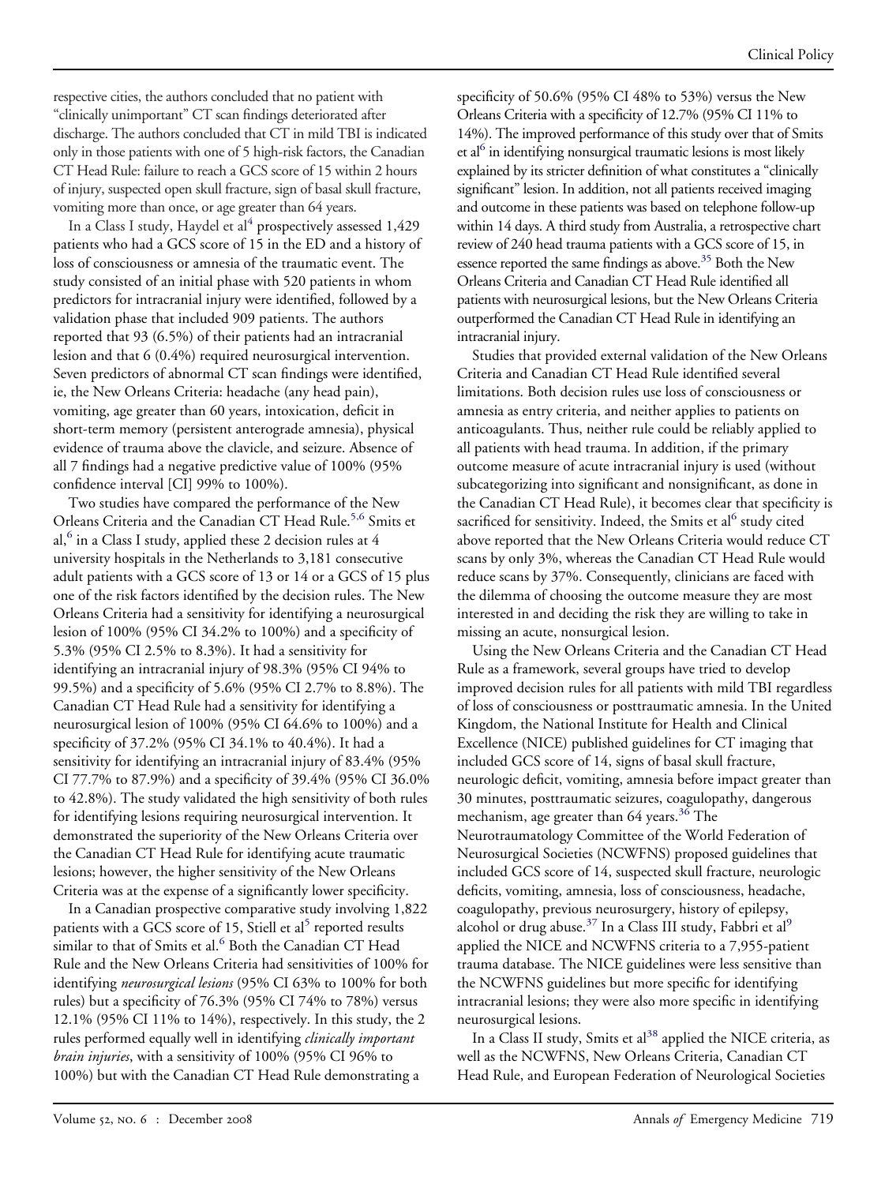respective cities, the authors concluded that no patient with "clinically unimportant" CT scan findings deteriorated after discharge. The authors concluded that CT in mild TBI is indicated only in those patients with one of 5 high-risk factors, the Canadian CT Head Rule: failure to reach a GCS score of 15 within 2 hours of injury, suspected open skull fracture, sign of basal skull fracture, vomiting more than once, or age greater than 64 years.

In a Class I study, Haydel et al[4] prospectively assessed 1,429 patients who had a GCS score of 15 in the ED and a history of loss of consciousness or amnesia of the traumatic event. The study consisted of an initial phase with 520 patients in whom predictors for intracranial injury were identified, followed by a validation phase that included 909 patients. The authors reported that 93 (6.5%) of their patients had an intracranial lesion and that 6 (0.4%) required neurosurgical intervention. Seven predictors of abnormal CT scan findings were identified, ie, the New Orleans Criteria: headache (any head pain), vomiting, age greater than 60 years, intoxication, deficit in short-term memory (persistent anterograde amnesia), physical evidence of trauma above the clavicle, and seizure. Absence of all 7 findings had a negative predictive value of 100% (95% confidence interval [CI] 99% to 100%).

Two studies have compared the performance of the New Orleans Criteria and the Canadian CT Head Rule.[5,6] Smits et al,[6] in a Class I study, applied these 2 decision rules at 4 university hospitals in the Netherlands to 3,181 consecutive adult patients with a GCS score of 13 or 14 or a GCS of 15 plus one of the risk factors identified by the decision rules. The New Orleans Criteria had a sensitivity for identifying a neurosurgical lesion of 100% (95% CI 34.2% to 100%) and a specificity of 5.3% (95% CI 2.5% to 8.3%). It had a sensitivity for identifying an intracranial injury of 98.3% (95% CI 94% to 99.5%) and a specificity of 5.6% (95% CI 2.7% to 8.8%). The Canadian CT Head Rule had a sensitivity for identifying a neurosurgical lesion of 100% (95% CI 64.6% to 100%) and a specificity of 37.2% (95% CI 34.1% to 40.4%). It had a sensitivity for identifying an intracranial injury of 83.4% (95% CI 77.7% to 87.9%) and a specificity of 39.4% (95% CI 36.0% to 42.8%). The study validated the high sensitivity of both rules for identifying lesions requiring neurosurgical intervention. It demonstrated the superiority of the New Orleans Criteria over the Canadian CT Head Rule for identifying acute traumatic lesions; however, the higher sensitivity of the New Orleans Criteria was at the expense of a significantly lower specificity.

In a Canadian prospective comparative study involving 1,822 patients with a GCS score of 15, Stiell et al[5] reported results similar to that of Smits et al.[6] Both the Canadian CT Head Rule and the New Orleans Criteria had sensitivities of 100% for identifying *neurosurgical lesions* (95% CI 63% to 100% for both rules) but a specificity of 76.3% (95% CI 74% to 78%) versus 12.1% (95% CI 11% to 14%), respectively. In this study, the 2 rules performed equally well in identifying *clinically important brain injuries*, with a sensitivity of 100% (95% CI 96% to 100%) but with the Canadian CT Head Rule demonstrating a specificity of 50.6% (95% CI 48% to 53%) versus the New Orleans Criteria with a specificity of 12.7% (95% CI 11% to 14%). The improved performance of this study over that of Smits et al[6] in identifying nonsurgical traumatic lesions is most likely explained by its stricter definition of what constitutes a "clinically significant" lesion. In addition, not all patients received imaging and outcome in these patients was based on telephone follow-up within 14 days. A third study from Australia, a retrospective chart review of 240 head trauma patients with a GCS score of 15, in essence reported the same findings as above.[35] Both the New Orleans Criteria and Canadian CT Head Rule identified all patients with neurosurgical lesions, but the New Orleans Criteria outperformed the Canadian CT Head Rule in identifying an intracranial injury.

Studies that provided external validation of the New Orleans Criteria and Canadian CT Head Rule identified several limitations. Both decision rules use loss of consciousness or amnesia as entry criteria, and neither applies to patients on anticoagulants. Thus, neither rule could be reliably applied to all patients with head trauma. In addition, if the primary outcome measure of acute intracranial injury is used (without subcategorizing into significant and nonsignificant, as done in the Canadian CT Head Rule), it becomes clear that specificity is sacrificed for sensitivity. Indeed, the Smits et al[6] study cited above reported that the New Orleans Criteria would reduce CT scans by only 3%, whereas the Canadian CT Head Rule would reduce scans by 37%. Consequently, clinicians are faced with the dilemma of choosing the outcome measure they are most interested in and deciding the risk they are willing to take in missing an acute, nonsurgical lesion.

Using the New Orleans Criteria and the Canadian CT Head Rule as a framework, several groups have tried to develop improved decision rules for all patients with mild TBI regardless of loss of consciousness or posttraumatic amnesia. In the United Kingdom, the National Institute for Health and Clinical Excellence (NICE) published guidelines for CT imaging that included GCS score of 14, signs of basal skull fracture, neurologic deficit, vomiting, amnesia before impact greater than 30 minutes, posttraumatic seizures, coagulopathy, dangerous mechanism, age greater than 64 years.[36] The Neurotraumatology Committee of the World Federation of Neurosurgical Societies (NCWFNS) proposed guidelines that included GCS score of 14, suspected skull fracture, neurologic deficits, vomiting, amnesia, loss of consciousness, headache, coagulopathy, previous neurosurgery, history of epilepsy, alcohol or drug abuse.[37] In a Class III study, Fabbri et al[9] applied the NICE and NCWFNS criteria to a 7,955-patient trauma database. The NICE guidelines were less sensitive than the NCWFNS guidelines but more specific for identifying intracranial lesions; they were also more specific in identifying neurosurgical lesions.

In a Class II study, Smits et al[38] applied the NICE criteria, as well as the NCWFNS, New Orleans Criteria, Canadian CT Head Rule, and European Federation of Neurological Societies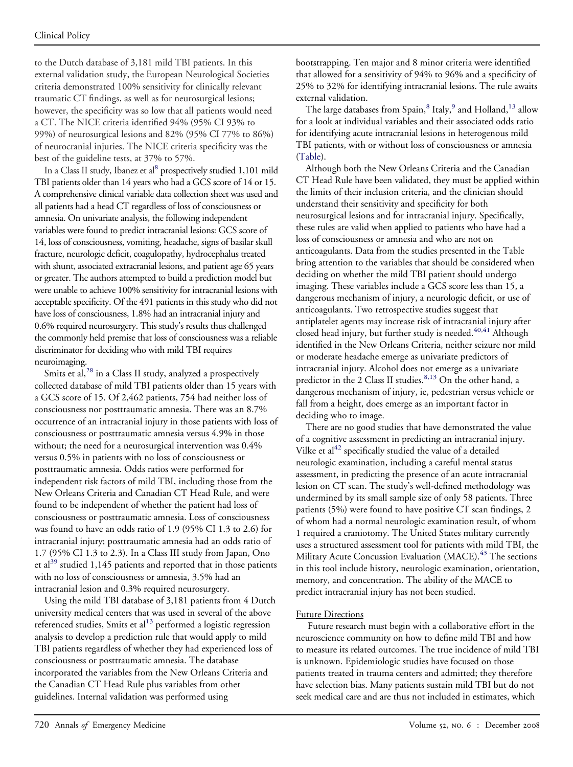to the Dutch database of 3,181 mild TBI patients. In this external validation study, the European Neurological Societies criteria demonstrated 100% sensitivity for clinically relevant traumatic CT findings, as well as for neurosurgical lesions; however, the specificity was so low that all patients would need a CT. The NICE criteria identified 94% (95% CI 93% to 99%) of neurosurgical lesions and 82% (95% CI 77% to 86%) of neurocranial injuries. The NICE criteria specificity was the best of the guideline tests, at 37% to 57%.

In a Class II study, Ibanez et al[8] prospectively studied 1,101 mild TBI patients older than 14 years who had a GCS score of 14 or 15. A comprehensive clinical variable data collection sheet was used and all patients had a head CT regardless of loss of consciousness or amnesia. On univariate analysis, the following independent variables were found to predict intracranial lesions: GCS score of 14, loss of consciousness, vomiting, headache, signs of basilar skull fracture, neurologic deficit, coagulopathy, hydrocephalus treated with shunt, associated extracranial lesions, and patient age 65 years or greater. The authors attempted to build a prediction model but were unable to achieve 100% sensitivity for intracranial lesions with acceptable specificity. Of the 491 patients in this study who did not have loss of consciousness, 1.8% had an intracranial injury and 0.6% required neurosurgery. This study's results thus challenged the commonly held premise that loss of consciousness was a reliable discriminator for deciding who with mild TBI requires neuroimaging.

Smits et al,[28] in a Class II study, analyzed a prospectively collected database of mild TBI patients older than 15 years with a GCS score of 15. Of 2,462 patients, 754 had neither loss of consciousness nor posttraumatic amnesia. There was an 8.7% occurrence of an intracranial injury in those patients with loss of consciousness or posttraumatic amnesia versus 4.9% in those without; the need for a neurosurgical intervention was 0.4% versus 0.5% in patients with no loss of consciousness or posttraumatic amnesia. Odds ratios were performed for independent risk factors of mild TBI, including those from the New Orleans Criteria and Canadian CT Head Rule, and were found to be independent of whether the patient had loss of consciousness or posttraumatic amnesia. Loss of consciousness was found to have an odds ratio of 1.9 (95% CI 1.3 to 2.6) for intracranial injury; posttraumatic amnesia had an odds ratio of 1.7 (95% CI 1.3 to 2.3). In a Class III study from Japan, Ono et al[39] studied 1,145 patients and reported that in those patients with no loss of consciousness or amnesia, 3.5% had an intracranial lesion and 0.3% required neurosurgery.

Using the mild TBI database of 3,181 patients from 4 Dutch university medical centers that was used in several of the above referenced studies, Smits et al[13] performed a logistic regression analysis to develop a prediction rule that would apply to mild TBI patients regardless of whether they had experienced loss of consciousness or posttraumatic amnesia. The database incorporated the variables from the New Orleans Criteria and the Canadian CT Head Rule plus variables from other guidelines. Internal validation was performed using bootstrapping. Ten major and 8 minor criteria were identified that allowed for a sensitivity of 94% to 96% and a specificity of 25% to 32% for identifying intracranial lesions. The rule awaits external validation.

The large databases from Spain,[8] Italy,[9] and Holland,[13] allow for a look at individual variables and their associated odds ratio for identifying acute intracranial lesions in heterogenous mild TBI patients, with or without loss of consciousness or amnesia (Table).

Although both the New Orleans Criteria and the Canadian CT Head Rule have been validated, they must be applied within the limits of their inclusion criteria, and the clinician should understand their sensitivity and specificity for both neurosurgical lesions and for intracranial injury. Specifically, these rules are valid when applied to patients who have had a loss of consciousness or amnesia and who are not on anticoagulants. Data from the studies presented in the Table bring attention to the variables that should be considered when deciding on whether the mild TBI patient should undergo imaging. These variables include a GCS score less than 15, a dangerous mechanism of injury, a neurologic deficit, or use of anticoagulants. Two retrospective studies suggest that antiplatelet agents may increase risk of intracranial injury after closed head injury, but further study is needed.[40,41] Although identified in the New Orleans Criteria, neither seizure nor mild or moderate headache emerge as univariate predictors of intracranial injury. Alcohol does not emerge as a univariate predictor in the 2 Class II studies.[8,13] On the other hand, a dangerous mechanism of injury, ie, pedestrian versus vehicle or fall from a height, does emerge as an important factor in deciding who to image.

There are no good studies that have demonstrated the value of a cognitive assessment in predicting an intracranial injury. Vilke et al[42] specifically studied the value of a detailed neurologic examination, including a careful mental status assessment, in predicting the presence of an acute intracranial lesion on CT scan. The study's well-defined methodology was undermined by its small sample size of only 58 patients. Three patients (5%) were found to have positive CT scan findings, 2 of whom had a normal neurologic examination result, of whom 1 required a craniotomy. The United States military currently uses a structured assessment tool for patients with mild TBI, the Military Acute Concussion Evaluation (MACE).[43] The sections in this tool include history, neurologic examination, orientation, memory, and concentration. The ability of the MACE to predict intracranial injury has not been studied.

## Future Directions

Future research must begin with a collaborative effort in the neuroscience community on how to define mild TBI and how to measure its related outcomes. The true incidence of mild TBI is unknown. Epidemiologic studies have focused on those patients treated in trauma centers and admitted; they therefore have selection bias. Many patients sustain mild TBI but do not seek medical care and are thus not included in estimates, which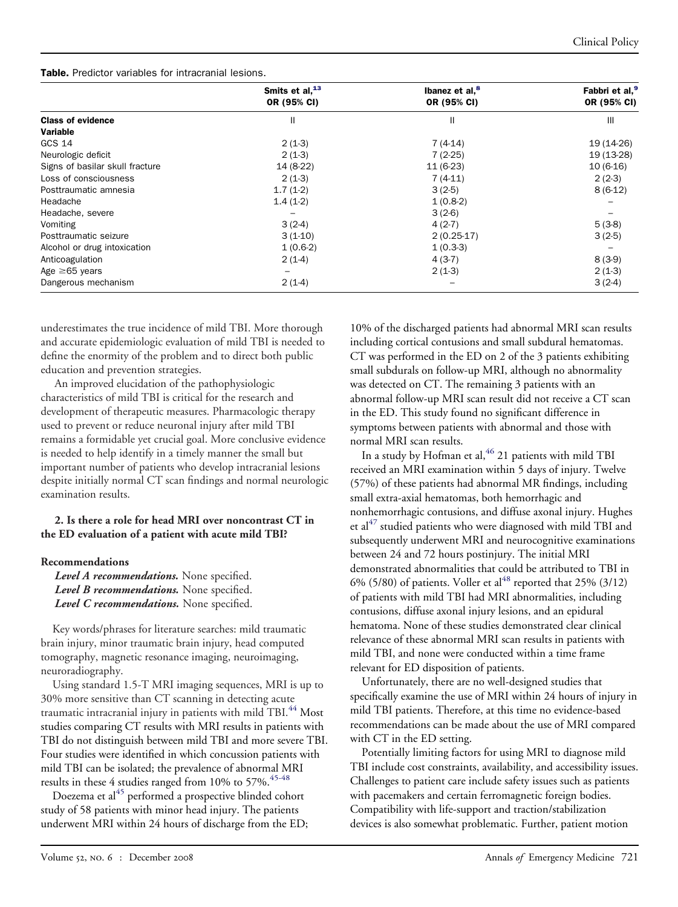**Table.** Predictor variables for intracranial lesions.

| | Smits et al,[13] OR (95% CI) | Ibanez et al,[8] OR (95% CI) | Fabbri et al,[9] OR (95% CI) |
|---|---|---|---|
| **Class of evidence** | II | II | III |
| **Variable** | | | |
| GCS 14 | 2 (1-3) | 7 (4-14) | 19 (14-26) |
| Neurologic deficit | 2 (1-3) | 7 (2-25) | 19 (13-28) |
| Signs of basilar skull fracture | 14 (8-22) | 11 (6-23) | 10 (6-16) |
| Loss of consciousness | 2 (1-3) | 7 (4-11) | 2 (2-3) |
| Posttraumatic amnesia | 1.7 (1-2) | 3 (2-5) | 8 (6-12) |
| Headache | 1.4 (1-2) | 1 (0.8-2) | – |
| Headache, severe | – | 3 (2-6) | – |
| Vomiting | 3 (2-4) | 4 (2-7) | 5 (3-8) |
| Posttraumatic seizure | 3 (1-10) | 2 (0.25-17) | 3 (2-5) |
| Alcohol or drug intoxication | 1 (0.6-2) | 1 (0.3-3) | – |
| Anticoagulation | 2 (1-4) | 4 (3-7) | 8 (3-9) |
| Age ≥65 years | – | 2 (1-3) | 2 (1-3) |
| Dangerous mechanism | 2 (1-4) | – | 3 (2-4) |

underestimates the true incidence of mild TBI. More thorough and accurate epidemiologic evaluation of mild TBI is needed to define the enormity of the problem and to direct both public education and prevention strategies.

An improved elucidation of the pathophysiologic characteristics of mild TBI is critical for the research and development of therapeutic measures. Pharmacologic therapy used to prevent or reduce neuronal injury after mild TBI remains a formidable yet crucial goal. More conclusive evidence is needed to help identify in a timely manner the small but important number of patients who develop intracranial lesions despite initially normal CT scan findings and normal neurologic examination results.

**2. Is there a role for head MRI over noncontrast CT in the ED evaluation of a patient with acute mild TBI?**

**Recommendations**

***Level A recommendations.*** None specified.
***Level B recommendations.*** None specified.
***Level C recommendations.*** None specified.

Key words/phrases for literature searches: mild traumatic brain injury, minor traumatic brain injury, head computed tomography, magnetic resonance imaging, neuroimaging, neuroradiography.

Using standard 1.5-T MRI imaging sequences, MRI is up to 30% more sensitive than CT scanning in detecting acute traumatic intracranial injury in patients with mild TBI.[44] Most studies comparing CT results with MRI results in patients with TBI do not distinguish between mild TBI and more severe TBI. Four studies were identified in which concussion patients with mild TBI can be isolated; the prevalence of abnormal MRI results in these 4 studies ranged from 10% to 57%.[45-48]

Doezema et al[45] performed a prospective blinded cohort study of 58 patients with minor head injury. The patients underwent MRI within 24 hours of discharge from the ED; 10% of the discharged patients had abnormal MRI scan results including cortical contusions and small subdural hematomas. CT was performed in the ED on 2 of the 3 patients exhibiting small subdurals on follow-up MRI, although no abnormality was detected on CT. The remaining 3 patients with an abnormal follow-up MRI scan result did not receive a CT scan in the ED. This study found no significant difference in symptoms between patients with abnormal and those with normal MRI scan results.

In a study by Hofman et al,[46] 21 patients with mild TBI received an MRI examination within 5 days of injury. Twelve (57%) of these patients had abnormal MR findings, including small extra-axial hematomas, both hemorrhagic and nonhemorrhagic contusions, and diffuse axonal injury. Hughes et al[47] studied patients who were diagnosed with mild TBI and subsequently underwent MRI and neurocognitive examinations between 24 and 72 hours postinjury. The initial MRI demonstrated abnormalities that could be attributed to TBI in 6% (5/80) of patients. Voller et al[48] reported that 25% (3/12) of patients with mild TBI had MRI abnormalities, including contusions, diffuse axonal injury lesions, and an epidural hematoma. None of these studies demonstrated clear clinical relevance of these abnormal MRI scan results in patients with mild TBI, and none were conducted within a time frame relevant for ED disposition of patients.

Unfortunately, there are no well-designed studies that specifically examine the use of MRI within 24 hours of injury in mild TBI patients. Therefore, at this time no evidence-based recommendations can be made about the use of MRI compared with CT in the ED setting.

Potentially limiting factors for using MRI to diagnose mild TBI include cost constraints, availability, and accessibility issues. Challenges to patient care include safety issues such as patients with pacemakers and certain ferromagnetic foreign bodies. Compatibility with life-support and traction/stabilization devices is also somewhat problematic. Further, patient motion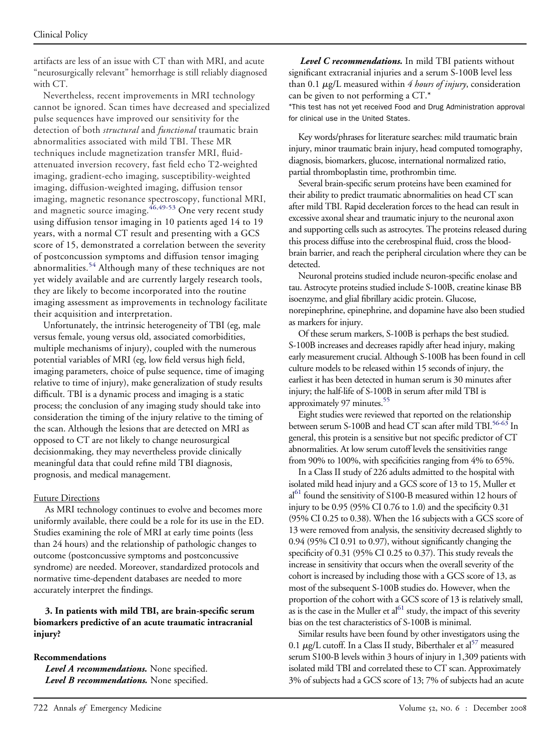artifacts are less of an issue with CT than with MRI, and acute "neurosurgically relevant" hemorrhage is still reliably diagnosed with CT.

Nevertheless, recent improvements in MRI technology cannot be ignored. Scan times have decreased and specialized pulse sequences have improved our sensitivity for the detection of both *structural* and *functional* traumatic brain abnormalities associated with mild TBI. These MR techniques include magnetization transfer MRI, fluid-attenuated inversion recovery, fast field echo T2-weighted imaging, gradient-echo imaging, susceptibility-weighted imaging, diffusion-weighted imaging, diffusion tensor imaging, magnetic resonance spectroscopy, functional MRI, and magnetic source imaging.[46,49-53] One very recent study using diffusion tensor imaging in 10 patients aged 14 to 19 years, with a normal CT result and presenting with a GCS score of 15, demonstrated a correlation between the severity of postconcussion symptoms and diffusion tensor imaging abnormalities.[54] Although many of these techniques are not yet widely available and are currently largely research tools, they are likely to become incorporated into the routine imaging assessment as improvements in technology facilitate their acquisition and interpretation.

Unfortunately, the intrinsic heterogeneity of TBI (eg, male versus female, young versus old, associated comorbidities, multiple mechanisms of injury), coupled with the numerous potential variables of MRI (eg, low field versus high field, imaging parameters, choice of pulse sequence, time of imaging relative to time of injury), make generalization of study results difficult. TBI is a dynamic process and imaging is a static process; the conclusion of any imaging study should take into consideration the timing of the injury relative to the timing of the scan. Although the lesions that are detected on MRI as opposed to CT are not likely to change neurosurgical decisionmaking, they may nevertheless provide clinically meaningful data that could refine mild TBI diagnosis, prognosis, and medical management.

Future Directions

As MRI technology continues to evolve and becomes more uniformly available, there could be a role for its use in the ED. Studies examining the role of MRI at early time points (less than 24 hours) and the relationship of pathologic changes to outcome (postconcussive symptoms and postconcussive syndrome) are needed. Moreover, standardized protocols and normative time-dependent databases are needed to more accurately interpret the findings.

### 3. In patients with mild TBI, are brain-specific serum biomarkers predictive of an acute traumatic intracranial injury?

**Recommendations**

***Level A recommendations.*** None specified.

***Level B recommendations.*** None specified.

***Level C recommendations.*** In mild TBI patients without significant extracranial injuries and a serum S-100B level less than 0.1 μg/L measured within *4 hours of injury*, consideration can be given to not performing a CT.*

*This test has not yet received Food and Drug Administration approval for clinical use in the United States.

Key words/phrases for literature searches: mild traumatic brain injury, minor traumatic brain injury, head computed tomography, diagnosis, biomarkers, glucose, international normalized ratio, partial thromboplastin time, prothrombin time.

Several brain-specific serum proteins have been examined for their ability to predict traumatic abnormalities on head CT scan after mild TBI. Rapid deceleration forces to the head can result in excessive axonal shear and traumatic injury to the neuronal axon and supporting cells such as astrocytes. The proteins released during this process diffuse into the cerebrospinal fluid, cross the blood-brain barrier, and reach the peripheral circulation where they can be detected.

Neuronal proteins studied include neuron-specific enolase and tau. Astrocyte proteins studied include S-100B, creatine kinase BB isoenzyme, and glial fibrillary acidic protein. Glucose, norepinephrine, epinephrine, and dopamine have also been studied as markers for injury.

Of these serum markers, S-100B is perhaps the best studied. S-100B increases and decreases rapidly after head injury, making early measurement crucial. Although S-100B has been found in cell culture models to be released within 15 seconds of injury, the earliest it has been detected in human serum is 30 minutes after injury; the half-life of S-100B in serum after mild TBI is approximately 97 minutes.[55]

Eight studies were reviewed that reported on the relationship between serum S-100B and head CT scan after mild TBI.[56-63] In general, this protein is a sensitive but not specific predictor of CT abnormalities. At low serum cutoff levels the sensitivities range from 90% to 100%, with specificities ranging from 4% to 65%.

In a Class II study of 226 adults admitted to the hospital with isolated mild head injury and a GCS score of 13 to 15, Muller et al[61] found the sensitivity of S100-B measured within 12 hours of injury to be 0.95 (95% CI 0.76 to 1.0) and the specificity 0.31 (95% CI 0.25 to 0.38). When the 16 subjects with a GCS score of 13 were removed from analysis, the sensitivity decreased slightly to 0.94 (95% CI 0.91 to 0.97), without significantly changing the specificity of 0.31 (95% CI 0.25 to 0.37). This study reveals the increase in sensitivity that occurs when the overall severity of the cohort is increased by including those with a GCS score of 13, as most of the subsequent S-100B studies do. However, when the proportion of the cohort with a GCS score of 13 is relatively small, as is the case in the Muller et al[61] study, the impact of this severity bias on the test characteristics of S-100B is minimal.

Similar results have been found by other investigators using the 0.1 μg/L cutoff. In a Class II study, Biberthaler et al[57] measured serum S100-B levels within 3 hours of injury in 1,309 patients with isolated mild TBI and correlated these to CT scan. Approximately 3% of subjects had a GCS score of 13; 7% of subjects had an acute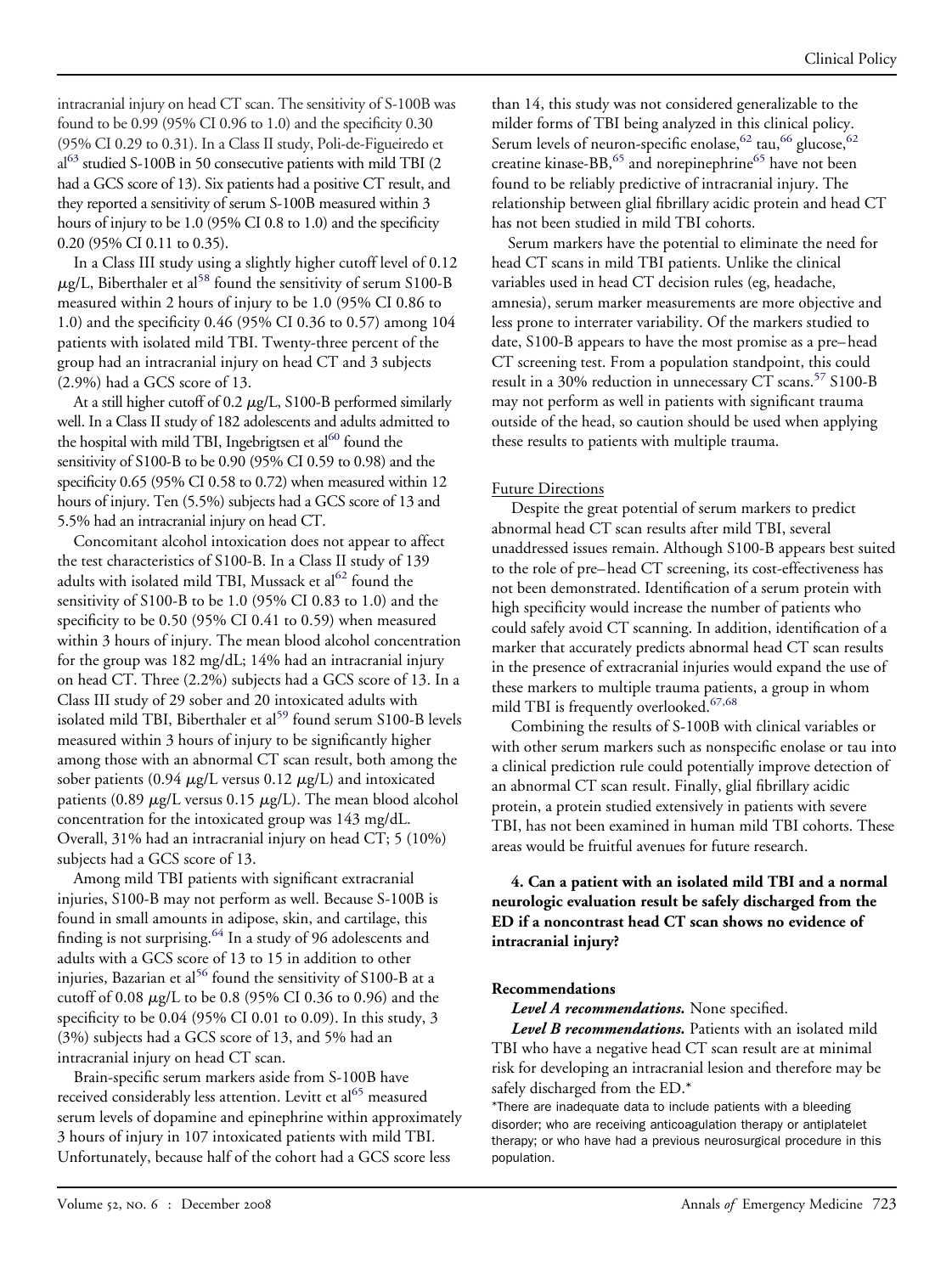intracranial injury on head CT scan. The sensitivity of S-100B was found to be 0.99 (95% CI 0.96 to 1.0) and the specificity 0.30 (95% CI 0.29 to 0.31). In a Class II study, Poli-de-Figueiredo et al[63] studied S-100B in 50 consecutive patients with mild TBI (2 had a GCS score of 13). Six patients had a positive CT result, and they reported a sensitivity of serum S-100B measured within 3 hours of injury to be 1.0 (95% CI 0.8 to 1.0) and the specificity 0.20 (95% CI 0.11 to 0.35).

In a Class III study using a slightly higher cutoff level of 0.12 μg/L, Biberthaler et al[58] found the sensitivity of serum S100-B measured within 2 hours of injury to be 1.0 (95% CI 0.86 to 1.0) and the specificity 0.46 (95% CI 0.36 to 0.57) among 104 patients with isolated mild TBI. Twenty-three percent of the group had an intracranial injury on head CT and 3 subjects (2.9%) had a GCS score of 13.

At a still higher cutoff of 0.2 μg/L, S100-B performed similarly well. In a Class II study of 182 adolescents and adults admitted to the hospital with mild TBI, Ingebrigtsen et al[60] found the sensitivity of S100-B to be 0.90 (95% CI 0.59 to 0.98) and the specificity 0.65 (95% CI 0.58 to 0.72) when measured within 12 hours of injury. Ten (5.5%) subjects had a GCS score of 13 and 5.5% had an intracranial injury on head CT.

Concomitant alcohol intoxication does not appear to affect the test characteristics of S100-B. In a Class II study of 139 adults with isolated mild TBI, Mussack et al[62] found the sensitivity of S100-B to be 1.0 (95% CI 0.83 to 1.0) and the specificity to be 0.50 (95% CI 0.41 to 0.59) when measured within 3 hours of injury. The mean blood alcohol concentration for the group was 182 mg/dL; 14% had an intracranial injury on head CT. Three (2.2%) subjects had a GCS score of 13. In a Class III study of 29 sober and 20 intoxicated adults with isolated mild TBI, Biberthaler et al[59] found serum S100-B levels measured within 3 hours of injury to be significantly higher among those with an abnormal CT scan result, both among the sober patients (0.94 μg/L versus 0.12 μg/L) and intoxicated patients (0.89 μg/L versus 0.15 μg/L). The mean blood alcohol concentration for the intoxicated group was 143 mg/dL. Overall, 31% had an intracranial injury on head CT; 5 (10%) subjects had a GCS score of 13.

Among mild TBI patients with significant extracranial injuries, S100-B may not perform as well. Because S-100B is found in small amounts in adipose, skin, and cartilage, this finding is not surprising.[64] In a study of 96 adolescents and adults with a GCS score of 13 to 15 in addition to other injuries, Bazarian et al[56] found the sensitivity of S100-B at a cutoff of 0.08 μg/L to be 0.8 (95% CI 0.36 to 0.96) and the specificity to be 0.04 (95% CI 0.01 to 0.09). In this study, 3 (3%) subjects had a GCS score of 13, and 5% had an intracranial injury on head CT scan.

Brain-specific serum markers aside from S-100B have received considerably less attention. Levitt et al[65] measured serum levels of dopamine and epinephrine within approximately 3 hours of injury in 107 intoxicated patients with mild TBI. Unfortunately, because half of the cohort had a GCS score less than 14, this study was not considered generalizable to the milder forms of TBI being analyzed in this clinical policy. Serum levels of neuron-specific enolase,[62] tau,[66] glucose,[62] creatine kinase-BB,[65] and norepinephrine[65] have not been found to be reliably predictive of intracranial injury. The relationship between glial fibrillary acidic protein and head CT has not been studied in mild TBI cohorts.

Serum markers have the potential to eliminate the need for head CT scans in mild TBI patients. Unlike the clinical variables used in head CT decision rules (eg, headache, amnesia), serum marker measurements are more objective and less prone to interrater variability. Of the markers studied to date, S100-B appears to have the most promise as a pre–head CT screening test. From a population standpoint, this could result in a 30% reduction in unnecessary CT scans.[57] S100-B may not perform as well in patients with significant trauma outside of the head, so caution should be used when applying these results to patients with multiple trauma.

Future Directions

Despite the great potential of serum markers to predict abnormal head CT scan results after mild TBI, several unaddressed issues remain. Although S100-B appears best suited to the role of pre–head CT screening, its cost-effectiveness has not been demonstrated. Identification of a serum protein with high specificity would increase the number of patients who could safely avoid CT scanning. In addition, identification of a marker that accurately predicts abnormal head CT scan results in the presence of extracranial injuries would expand the use of these markers to multiple trauma patients, a group in whom mild TBI is frequently overlooked.[67,68]

Combining the results of S-100B with clinical variables or with other serum markers such as nonspecific enolase or tau into a clinical prediction rule could potentially improve detection of an abnormal CT scan result. Finally, glial fibrillary acidic protein, a protein studied extensively in patients with severe TBI, has not been examined in human mild TBI cohorts. These areas would be fruitful avenues for future research.

**4. Can a patient with an isolated mild TBI and a normal neurologic evaluation result be safely discharged from the ED if a noncontrast head CT scan shows no evidence of intracranial injury?**

**Recommendations**

***Level A recommendations.*** None specified.

***Level B recommendations.*** Patients with an isolated mild TBI who have a negative head CT scan result are at minimal risk for developing an intracranial lesion and therefore may be safely discharged from the ED.*

*There are inadequate data to include patients with a bleeding disorder; who are receiving anticoagulation therapy or antiplatelet therapy; or who have had a previous neurosurgical procedure in this population.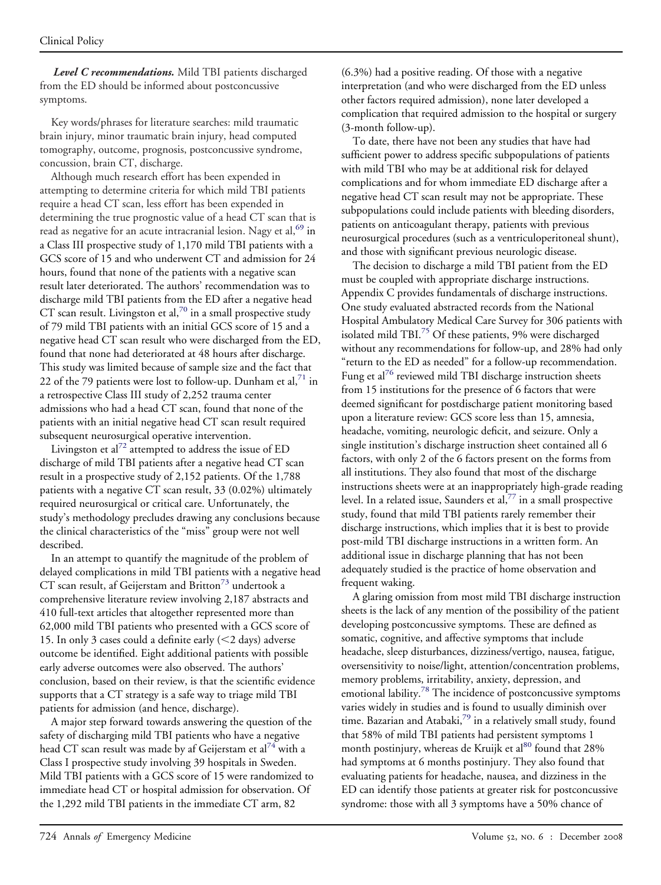***Level C recommendations.*** Mild TBI patients discharged from the ED should be informed about postconcussive symptoms.

Key words/phrases for literature searches: mild traumatic brain injury, minor traumatic brain injury, head computed tomography, outcome, prognosis, postconcussive syndrome, concussion, brain CT, discharge.

Although much research effort has been expended in attempting to determine criteria for which mild TBI patients require a head CT scan, less effort has been expended in determining the true prognostic value of a head CT scan that is read as negative for an acute intracranial lesion. Nagy et al,[69] in a Class III prospective study of 1,170 mild TBI patients with a GCS score of 15 and who underwent CT and admission for 24 hours, found that none of the patients with a negative scan result later deteriorated. The authors' recommendation was to discharge mild TBI patients from the ED after a negative head CT scan result. Livingston et al,[70] in a small prospective study of 79 mild TBI patients with an initial GCS score of 15 and a negative head CT scan result who were discharged from the ED, found that none had deteriorated at 48 hours after discharge. This study was limited because of sample size and the fact that 22 of the 79 patients were lost to follow-up. Dunham et al,[71] in a retrospective Class III study of 2,252 trauma center admissions who had a head CT scan, found that none of the patients with an initial negative head CT scan result required subsequent neurosurgical operative intervention.

Livingston et al[72] attempted to address the issue of ED discharge of mild TBI patients after a negative head CT scan result in a prospective study of 2,152 patients. Of the 1,788 patients with a negative CT scan result, 33 (0.02%) ultimately required neurosurgical or critical care. Unfortunately, the study's methodology precludes drawing any conclusions because the clinical characteristics of the "miss" group were not well described.

In an attempt to quantify the magnitude of the problem of delayed complications in mild TBI patients with a negative head CT scan result, af Geijerstam and Britton[73] undertook a comprehensive literature review involving 2,187 abstracts and 410 full-text articles that altogether represented more than 62,000 mild TBI patients who presented with a GCS score of 15. In only 3 cases could a definite early (<2 days) adverse outcome be identified. Eight additional patients with possible early adverse outcomes were also observed. The authors' conclusion, based on their review, is that the scientific evidence supports that a CT strategy is a safe way to triage mild TBI patients for admission (and hence, discharge).

A major step forward towards answering the question of the safety of discharging mild TBI patients who have a negative head CT scan result was made by af Geijerstam et al[74] with a Class I prospective study involving 39 hospitals in Sweden. Mild TBI patients with a GCS score of 15 were randomized to immediate head CT or hospital admission for observation. Of the 1,292 mild TBI patients in the immediate CT arm, 82 (6.3%) had a positive reading. Of those with a negative interpretation (and who were discharged from the ED unless other factors required admission), none later developed a complication that required admission to the hospital or surgery (3-month follow-up).

To date, there have not been any studies that have had sufficient power to address specific subpopulations of patients with mild TBI who may be at additional risk for delayed complications and for whom immediate ED discharge after a negative head CT scan result may not be appropriate. These subpopulations could include patients with bleeding disorders, patients on anticoagulant therapy, patients with previous neurosurgical procedures (such as a ventriculoperitoneal shunt), and those with significant previous neurologic disease.

The decision to discharge a mild TBI patient from the ED must be coupled with appropriate discharge instructions. Appendix C provides fundamentals of discharge instructions. One study evaluated abstracted records from the National Hospital Ambulatory Medical Care Survey for 306 patients with isolated mild TBI.[75] Of these patients, 9% were discharged without any recommendations for follow-up, and 28% had only "return to the ED as needed" for a follow-up recommendation. Fung et al[76] reviewed mild TBI discharge instruction sheets from 15 institutions for the presence of 6 factors that were deemed significant for postdischarge patient monitoring based upon a literature review: GCS score less than 15, amnesia, headache, vomiting, neurologic deficit, and seizure. Only a single institution's discharge instruction sheet contained all 6 factors, with only 2 of the 6 factors present on the forms from all institutions. They also found that most of the discharge instructions sheets were at an inappropriately high-grade reading level. In a related issue, Saunders et al,[77] in a small prospective study, found that mild TBI patients rarely remember their discharge instructions, which implies that it is best to provide post-mild TBI discharge instructions in a written form. An additional issue in discharge planning that has not been adequately studied is the practice of home observation and frequent waking.

A glaring omission from most mild TBI discharge instruction sheets is the lack of any mention of the possibility of the patient developing postconcussive symptoms. These are defined as somatic, cognitive, and affective symptoms that include headache, sleep disturbances, dizziness/vertigo, nausea, fatigue, oversensitivity to noise/light, attention/concentration problems, memory problems, irritability, anxiety, depression, and emotional lability.[78] The incidence of postconcussive symptoms varies widely in studies and is found to usually diminish over time. Bazarian and Atabaki,[79] in a relatively small study, found that 58% of mild TBI patients had persistent symptoms 1 month postinjury, whereas de Kruijk et al[80] found that 28% had symptoms at 6 months postinjury. They also found that evaluating patients for headache, nausea, and dizziness in the ED can identify those patients at greater risk for postconcussive syndrome: those with all 3 symptoms have a 50% chance of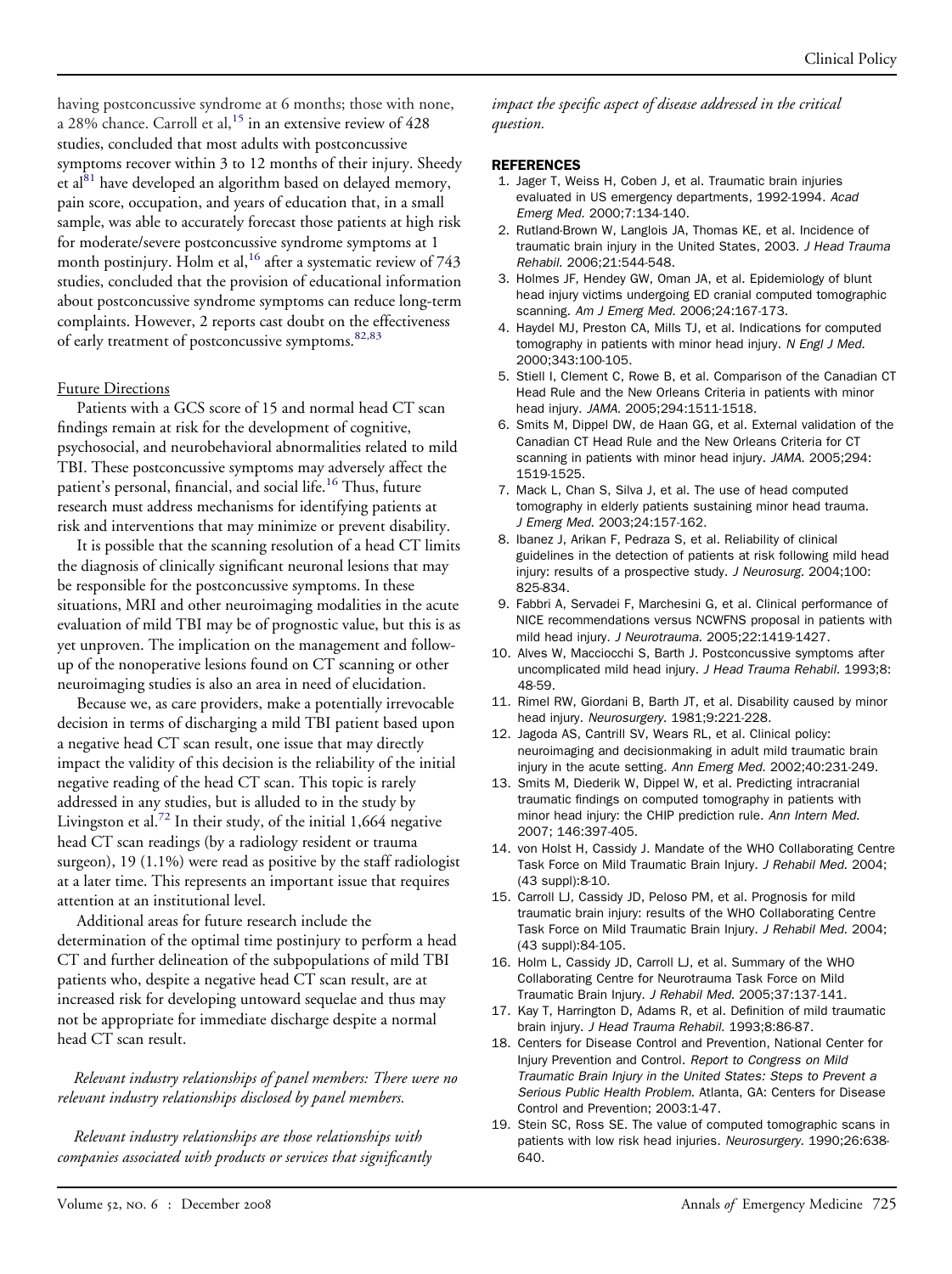having postconcussive syndrome at 6 months; those with none, a 28% chance. Carroll et al,[15] in an extensive review of 428 studies, concluded that most adults with postconcussive symptoms recover within 3 to 12 months of their injury. Sheedy et al[81] have developed an algorithm based on delayed memory, pain score, occupation, and years of education that, in a small sample, was able to accurately forecast those patients at high risk for moderate/severe postconcussive syndrome symptoms at 1 month postinjury. Holm et al,[16] after a systematic review of 743 studies, concluded that the provision of educational information about postconcussive syndrome symptoms can reduce long-term complaints. However, 2 reports cast doubt on the effectiveness of early treatment of postconcussive symptoms.[82,83]

Future Directions

Patients with a GCS score of 15 and normal head CT scan findings remain at risk for the development of cognitive, psychosocial, and neurobehavioral abnormalities related to mild TBI. These postconcussive symptoms may adversely affect the patient's personal, financial, and social life.[16] Thus, future research must address mechanisms for identifying patients at risk and interventions that may minimize or prevent disability.

It is possible that the scanning resolution of a head CT limits the diagnosis of clinically significant neuronal lesions that may be responsible for the postconcussive symptoms. In these situations, MRI and other neuroimaging modalities in the acute evaluation of mild TBI may be of prognostic value, but this is as yet unproven. The implication on the management and follow-up of the nonoperative lesions found on CT scanning or other neuroimaging studies is also an area in need of elucidation.

Because we, as care providers, make a potentially irrevocable decision in terms of discharging a mild TBI patient based upon a negative head CT scan result, one issue that may directly impact the validity of this decision is the reliability of the initial negative reading of the head CT scan. This topic is rarely addressed in any studies, but is alluded to in the study by Livingston et al.[72] In their study, of the initial 1,664 negative head CT scan readings (by a radiology resident or trauma surgeon), 19 (1.1%) were read as positive by the staff radiologist at a later time. This represents an important issue that requires attention at an institutional level.

Additional areas for future research include the determination of the optimal time postinjury to perform a head CT and further delineation of the subpopulations of mild TBI patients who, despite a negative head CT scan result, are at increased risk for developing untoward sequelae and thus may not be appropriate for immediate discharge despite a normal head CT scan result.

*Relevant industry relationships of panel members: There were no relevant industry relationships disclosed by panel members.*

*Relevant industry relationships are those relationships with companies associated with products or services that significantly impact the specific aspect of disease addressed in the critical question.*

## REFERENCES

1. Jager T, Weiss H, Coben J, et al. Traumatic brain injuries evaluated in US emergency departments, 1992-1994. *Acad Emerg Med.* 2000;7:134-140.
2. Rutland-Brown W, Langlois JA, Thomas KE, et al. Incidence of traumatic brain injury in the United States, 2003. *J Head Trauma Rehabil.* 2006;21:544-548.
3. Holmes JF, Hendey GW, Oman JA, et al. Epidemiology of blunt head injury victims undergoing ED cranial computed tomographic scanning. *Am J Emerg Med.* 2006;24:167-173.
4. Haydel MJ, Preston CA, Mills TJ, et al. Indications for computed tomography in patients with minor head injury. *N Engl J Med.* 2000;343:100-105.
5. Stiell I, Clement C, Rowe B, et al. Comparison of the Canadian CT Head Rule and the New Orleans Criteria in patients with minor head injury. *JAMA.* 2005;294:1511-1518.
6. Smits M, Dippel DW, de Haan GG, et al. External validation of the Canadian CT Head Rule and the New Orleans Criteria for CT scanning in patients with minor head injury. *JAMA.* 2005;294:1519-1525.
7. Mack L, Chan S, Silva J, et al. The use of head computed tomography in elderly patients sustaining minor head trauma. *J Emerg Med.* 2003;24:157-162.
8. Ibanez J, Arikan F, Pedraza S, et al. Reliability of clinical guidelines in the detection of patients at risk following mild head injury: results of a prospective study. *J Neurosurg.* 2004;100:825-834.
9. Fabbri A, Servadei F, Marchesini G, et al. Clinical performance of NICE recommendations versus NCWFNS proposal in patients with mild head injury. *J Neurotrauma.* 2005;22:1419-1427.
10. Alves W, Macciocchi S, Barth J. Postconcussive symptoms after uncomplicated mild head injury. *J Head Trauma Rehabil.* 1993;8:48-59.
11. Rimel RW, Giordani B, Barth JT, et al. Disability caused by minor head injury. *Neurosurgery.* 1981;9:221-228.
12. Jagoda AS, Cantrill SV, Wears RL, et al. Clinical policy: neuroimaging and decisionmaking in adult mild traumatic brain injury in the acute setting. *Ann Emerg Med.* 2002;40:231-249.
13. Smits M, Diederik W, Dippel W, et al. Predicting intracranial traumatic findings on computed tomography in patients with minor head injury: the CHIP prediction rule. *Ann Intern Med.* 2007; 146:397-405.
14. von Holst H, Cassidy J. Mandate of the WHO Collaborating Centre Task Force on Mild Traumatic Brain Injury. *J Rehabil Med.* 2004;(43 suppl):8-10.
15. Carroll LJ, Cassidy JD, Peloso PM, et al. Prognosis for mild traumatic brain injury: results of the WHO Collaborating Centre Task Force on Mild Traumatic Brain Injury. *J Rehabil Med.* 2004;(43 suppl):84-105.
16. Holm L, Cassidy JD, Carroll LJ, et al. Summary of the WHO Collaborating Centre for Neurotrauma Task Force on Mild Traumatic Brain Injury. *J Rehabil Med.* 2005;37:137-141.
17. Kay T, Harrington D, Adams R, et al. Definition of mild traumatic brain injury. *J Head Trauma Rehabil.* 1993;8:86-87.
18. Centers for Disease Control and Prevention, National Center for Injury Prevention and Control. *Report to Congress on Mild Traumatic Brain Injury in the United States: Steps to Prevent a Serious Public Health Problem.* Atlanta, GA: Centers for Disease Control and Prevention; 2003:1-47.
19. Stein SC, Ross SE. The value of computed tomographic scans in patients with low risk head injuries. *Neurosurgery.* 1990;26:638-640.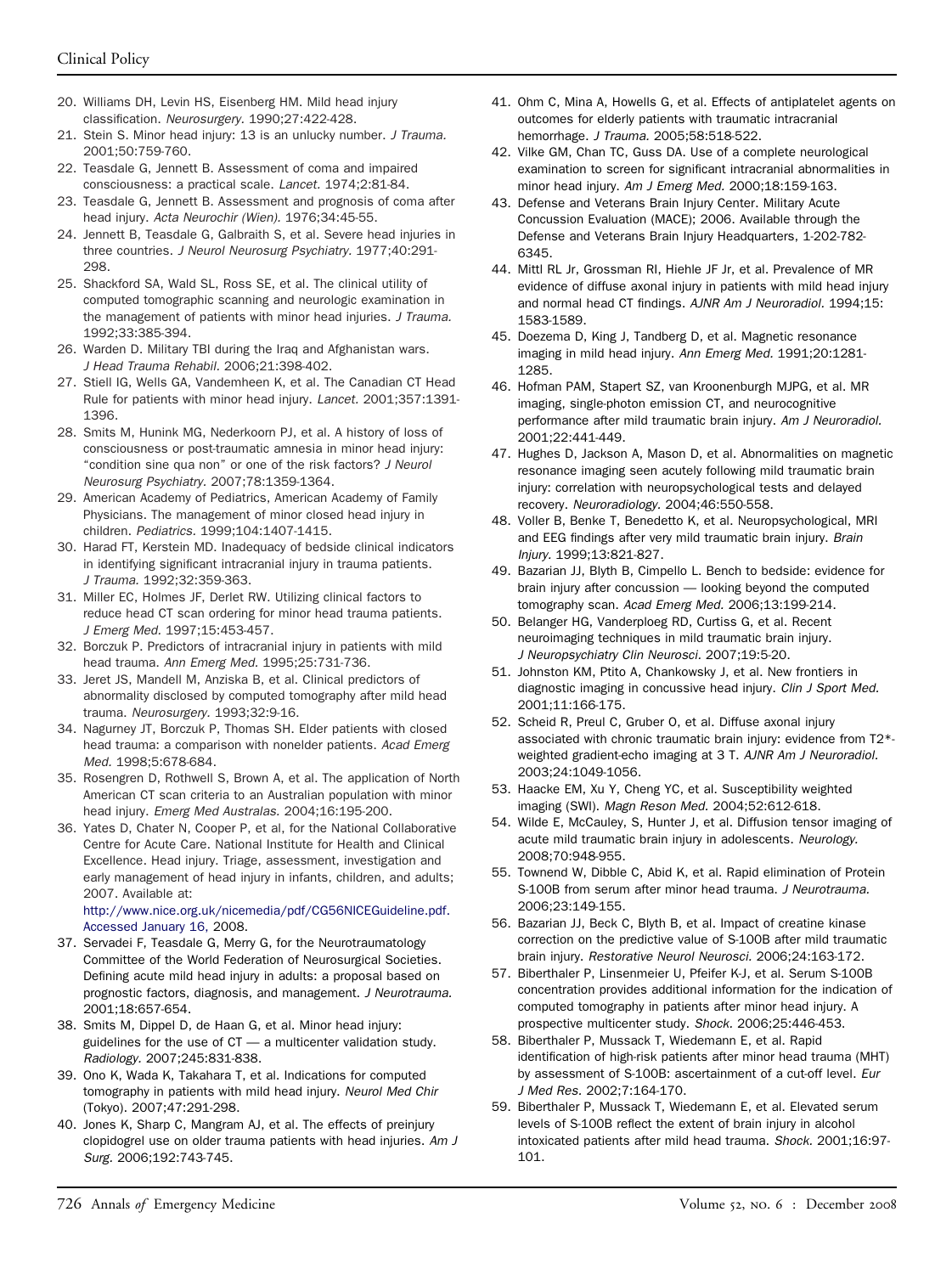20. Williams DH, Levin HS, Eisenberg HM. Mild head injury classification. *Neurosurgery.* 1990;27:422-428.
21. Stein S. Minor head injury: 13 is an unlucky number. *J Trauma.* 2001;50:759-760.
22. Teasdale G, Jennett B. Assessment of coma and impaired consciousness: a practical scale. *Lancet.* 1974;2:81-84.
23. Teasdale G, Jennett B. Assessment and prognosis of coma after head injury. *Acta Neurochir (Wien).* 1976;34:45-55.
24. Jennett B, Teasdale G, Galbraith S, et al. Severe head injuries in three countries. *J Neurol Neurosurg Psychiatry.* 1977;40:291-298.
25. Shackford SA, Wald SL, Ross SE, et al. The clinical utility of computed tomographic scanning and neurologic examination in the management of patients with minor head injuries. *J Trauma.* 1992;33:385-394.
26. Warden D. Military TBI during the Iraq and Afghanistan wars. *J Head Trauma Rehabil.* 2006;21:398-402.
27. Stiell IG, Wells GA, Vandemheen K, et al. The Canadian CT Head Rule for patients with minor head injury. *Lancet.* 2001;357:1391-1396.
28. Smits M, Hunink MG, Nederkoorn PJ, et al. A history of loss of consciousness or post-traumatic amnesia in minor head injury: "condition sine qua non" or one of the risk factors? *J Neurol Neurosurg Psychiatry.* 2007;78:1359-1364.
29. American Academy of Pediatrics, American Academy of Family Physicians. The management of minor closed head injury in children. *Pediatrics.* 1999;104:1407-1415.
30. Harad FT, Kerstein MD. Inadequacy of bedside clinical indicators in identifying significant intracranial injury in trauma patients. *J Trauma.* 1992;32:359-363.
31. Miller EC, Holmes JF, Derlet RW. Utilizing clinical factors to reduce head CT scan ordering for minor head trauma patients. *J Emerg Med.* 1997;15:453-457.
32. Borczuk P. Predictors of intracranial injury in patients with mild head trauma. *Ann Emerg Med.* 1995;25:731-736.
33. Jeret JS, Mandell M, Anziska B, et al. Clinical predictors of abnormality disclosed by computed tomography after mild head trauma. *Neurosurgery.* 1993;32:9-16.
34. Nagurney JT, Borczuk P, Thomas SH. Elder patients with closed head trauma: a comparison with nonelder patients. *Acad Emerg Med.* 1998;5:678-684.
35. Rosengren D, Rothwell S, Brown A, et al. The application of North American CT scan criteria to an Australian population with minor head injury. *Emerg Med Australas.* 2004;16:195-200.
36. Yates D, Chater N, Cooper P, et al, for the National Collaborative Centre for Acute Care. National Institute for Health and Clinical Excellence. Head injury. Triage, assessment, investigation and early management of head injury in infants, children, and adults; 2007. Available at: http://www.nice.org.uk/nicemedia/pdf/CG56NICEGuideline.pdf. Accessed January 16, 2008.
37. Servadei F, Teasdale G, Merry G, for the Neurotraumatology Committee of the World Federation of Neurosurgical Societies. Defining acute mild head injury in adults: a proposal based on prognostic factors, diagnosis, and management. *J Neurotrauma.* 2001;18:657-654.
38. Smits M, Dippel D, de Haan G, et al. Minor head injury: guidelines for the use of CT — a multicenter validation study. *Radiology.* 2007;245:831-838.
39. Ono K, Wada K, Takahara T, et al. Indications for computed tomography in patients with mild head injury. *Neurol Med Chir* (Tokyo). 2007;47:291-298.
40. Jones K, Sharp C, Mangram AJ, et al. The effects of preinjury clopidogrel use on older trauma patients with head injuries. *Am J Surg.* 2006;192:743-745.
41. Ohm C, Mina A, Howells G, et al. Effects of antiplatelet agents on outcomes for elderly patients with traumatic intracranial hemorrhage. *J Trauma.* 2005;58:518-522.
42. Vilke GM, Chan TC, Guss DA. Use of a complete neurological examination to screen for significant intracranial abnormalities in minor head injury. *Am J Emerg Med.* 2000;18:159-163.
43. Defense and Veterans Brain Injury Center. Military Acute Concussion Evaluation (MACE); 2006. Available through the Defense and Veterans Brain Injury Headquarters, 1-202-782-6345.
44. Mittl RL Jr, Grossman RI, Hiehle JF Jr, et al. Prevalence of MR evidence of diffuse axonal injury in patients with mild head injury and normal head CT findings. *AJNR Am J Neuroradiol.* 1994;15:1583-1589.
45. Doezema D, King J, Tandberg D, et al. Magnetic resonance imaging in mild head injury. *Ann Emerg Med.* 1991;20:1281-1285.
46. Hofman PAM, Stapert SZ, van Kroonenburgh MJPG, et al. MR imaging, single-photon emission CT, and neurocognitive performance after mild traumatic brain injury. *Am J Neuroradiol.* 2001;22:441-449.
47. Hughes D, Jackson A, Mason D, et al. Abnormalities on magnetic resonance imaging seen acutely following mild traumatic brain injury: correlation with neuropsychological tests and delayed recovery. *Neuroradiology.* 2004;46:550-558.
48. Voller B, Benke T, Benedetto K, et al. Neuropsychological, MRI and EEG findings after very mild traumatic brain injury. *Brain Injury.* 1999;13:821-827.
49. Bazarian JJ, Blyth B, Cimpello L. Bench to bedside: evidence for brain injury after concussion — looking beyond the computed tomography scan. *Acad Emerg Med.* 2006;13:199-214.
50. Belanger HG, Vanderploeg RD, Curtiss G, et al. Recent neuroimaging techniques in mild traumatic brain injury. *J Neuropsychiatry Clin Neurosci.* 2007;19:5-20.
51. Johnston KM, Ptito A, Chankowsky J, et al. New frontiers in diagnostic imaging in concussive head injury. *Clin J Sport Med.* 2001;11:166-175.
52. Scheid R, Preul C, Gruber O, et al. Diffuse axonal injury associated with chronic traumatic brain injury: evidence from T2*-weighted gradient-echo imaging at 3 T. *AJNR Am J Neuroradiol.* 2003;24:1049-1056.
53. Haacke EM, Xu Y, Cheng YC, et al. Susceptibility weighted imaging (SWI). *Magn Reson Med.* 2004;52:612-618.
54. Wilde E, McCauley, S, Hunter J, et al. Diffusion tensor imaging of acute mild traumatic brain injury in adolescents. *Neurology.* 2008;70:948-955.
55. Townend W, Dibble C, Abid K, et al. Rapid elimination of Protein S-100B from serum after minor head trauma. *J Neurotrauma.* 2006;23:149-155.
56. Bazarian JJ, Beck C, Blyth B, et al. Impact of creatine kinase correction on the predictive value of S-100B after mild traumatic brain injury. *Restorative Neurol Neurosci.* 2006;24:163-172.
57. Biberthaler P, Linsenmeier U, Pfeifer K-J, et al. Serum S-100B concentration provides additional information for the indication of computed tomography in patients after minor head injury. A prospective multicenter study. *Shock.* 2006;25:446-453.
58. Biberthaler P, Mussack T, Wiedemann E, et al. Rapid identification of high-risk patients after minor head trauma (MHT) by assessment of S-100B: ascertainment of a cut-off level. *Eur J Med Res.* 2002;7:164-170.
59. Biberthaler P, Mussack T, Wiedemann E, et al. Elevated serum levels of S-100B reflect the extent of brain injury in alcohol intoxicated patients after mild head trauma. *Shock.* 2001;16:97-101.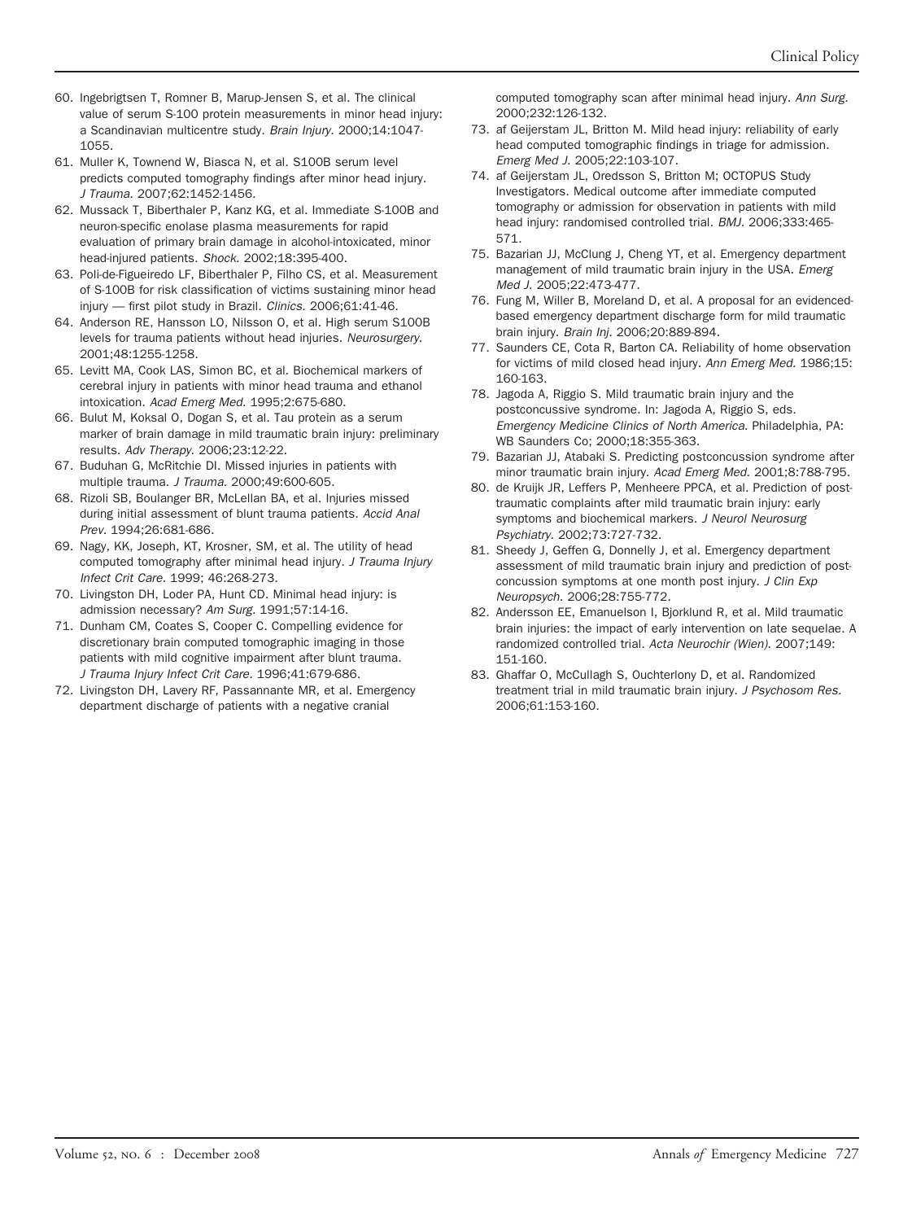60. Ingebrigtsen T, Romner B, Marup-Jensen S, et al. The clinical value of serum S-100 protein measurements in minor head injury: a Scandinavian multicentre study. *Brain Injury.* 2000;14:1047-1055.
61. Muller K, Townend W, Biasca N, et al. S100B serum level predicts computed tomography findings after minor head injury. *J Trauma.* 2007;62:1452-1456.
62. Mussack T, Biberthaler P, Kanz KG, et al. Immediate S-100B and neuron-specific enolase plasma measurements for rapid evaluation of primary brain damage in alcohol-intoxicated, minor head-injured patients. *Shock.* 2002;18:395-400.
63. Poli-de-Figueiredo LF, Biberthaler P, Filho CS, et al. Measurement of S-100B for risk classification of victims sustaining minor head injury — first pilot study in Brazil. *Clinics.* 2006;61:41-46.
64. Anderson RE, Hansson LO, Nilsson O, et al. High serum S100B levels for trauma patients without head injuries. *Neurosurgery.* 2001;48:1255-1258.
65. Levitt MA, Cook LAS, Simon BC, et al. Biochemical markers of cerebral injury in patients with minor head trauma and ethanol intoxication. *Acad Emerg Med.* 1995;2:675-680.
66. Bulut M, Koksal O, Dogan S, et al. Tau protein as a serum marker of brain damage in mild traumatic brain injury: preliminary results. *Adv Therapy.* 2006;23:12-22.
67. Buduhan G, McRitchie DI. Missed injuries in patients with multiple trauma. *J Trauma.* 2000;49:600-605.
68. Rizoli SB, Boulanger BR, McLellan BA, et al. Injuries missed during initial assessment of blunt trauma patients. *Accid Anal Prev.* 1994;26:681-686.
69. Nagy, KK, Joseph, KT, Krosner, SM, et al. The utility of head computed tomography after minimal head injury. *J Trauma Injury Infect Crit Care.* 1999; 46:268-273.
70. Livingston DH, Loder PA, Hunt CD. Minimal head injury: is admission necessary? *Am Surg.* 1991;57:14-16.
71. Dunham CM, Coates S, Cooper C. Compelling evidence for discretionary brain computed tomographic imaging in those patients with mild cognitive impairment after blunt trauma. *J Trauma Injury Infect Crit Care.* 1996;41:679-686.
72. Livingston DH, Lavery RF, Passannante MR, et al. Emergency department discharge of patients with a negative cranial computed tomography scan after minimal head injury. *Ann Surg.* 2000;232:126-132.
73. af Geijerstam JL, Britton M. Mild head injury: reliability of early head computed tomographic findings in triage for admission. *Emerg Med J.* 2005;22:103-107.
74. af Geijerstam JL, Oredsson S, Britton M; OCTOPUS Study Investigators. Medical outcome after immediate computed tomography or admission for observation in patients with mild head injury: randomised controlled trial. *BMJ.* 2006;333:465-571.
75. Bazarian JJ, McClung J, Cheng YT, et al. Emergency department management of mild traumatic brain injury in the USA. *Emerg Med J.* 2005;22:473-477.
76. Fung M, Willer B, Moreland D, et al. A proposal for an evidenced-based emergency department discharge form for mild traumatic brain injury. *Brain Inj.* 2006;20:889-894.
77. Saunders CE, Cota R, Barton CA. Reliability of home observation for victims of mild closed head injury. *Ann Emerg Med.* 1986;15: 160-163.
78. Jagoda A, Riggio S. Mild traumatic brain injury and the postconcussive syndrome. In: Jagoda A, Riggio S, eds. *Emergency Medicine Clinics of North America.* Philadelphia, PA: WB Saunders Co; 2000;18:355-363.
79. Bazarian JJ, Atabaki S. Predicting postconcussion syndrome after minor traumatic brain injury. *Acad Emerg Med.* 2001;8:788-795.
80. de Kruijk JR, Leffers P, Menheere PPCA, et al. Prediction of post-traumatic complaints after mild traumatic brain injury: early symptoms and biochemical markers. *J Neurol Neurosurg Psychiatry.* 2002;73:727-732.
81. Sheedy J, Geffen G, Donnelly J, et al. Emergency department assessment of mild traumatic brain injury and prediction of post-concussion symptoms at one month post injury. *J Clin Exp Neuropsych.* 2006;28:755-772.
82. Andersson EE, Emanuelson I, Bjorklund R, et al. Mild traumatic brain injuries: the impact of early intervention on late sequelae. A randomized controlled trial. *Acta Neurochir (Wien).* 2007;149: 151-160.
83. Ghaffar O, McCullagh S, Ouchterlony D, et al. Randomized treatment trial in mild traumatic brain injury. *J Psychosom Res.* 2006;61:153-160.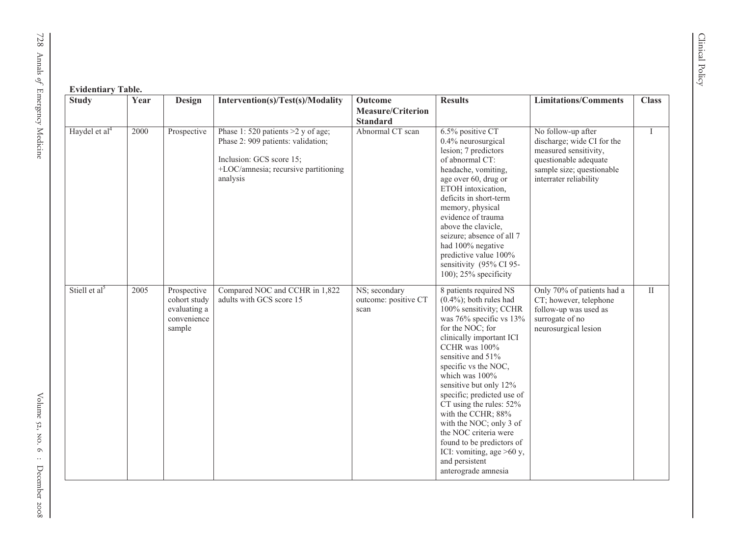**Evidentiary Table.**

| Study | Year | Design | Intervention(s)/Test(s)/Modality | Outcome Measure/Criterion Standard | Results | Limitations/Comments | Class |
|---|---|---|---|---|---|---|---|
| Haydel et al[4] | 2000 | Prospective | Phase 1: 520 patients >2 y of age; Phase 2: 909 patients: validation; Inclusion: GCS score 15; +LOC/amnesia; recursive partitioning analysis | Abnormal CT scan | 6.5% positive CT 0.4% neurosurgical lesion; 7 predictors of abnormal CT: headache, vomiting, age over 60, drug or ETOH intoxication, deficits in short-term memory, physical evidence of trauma above the clavicle, seizure; absence of all 7 had 100% negative predictive value 100% sensitivity (95% CI 95-100); 25% specificity | No follow-up after discharge; wide CI for the measured sensitivity, questionable adequate sample size; questionable interrater reliability | I |
| Stiell et al[5] | 2005 | Prospective cohort study evaluating a convenience sample | Compared NOC and CCHR in 1,822 adults with GCS score 15 | NS; secondary outcome: positive CT scan | 8 patients required NS (0.4%); both rules had 100% sensitivity; CCHR was 76% specific vs 13% for the NOC; for clinically important ICI CCHR was 100% sensitive and 51% specific vs the NOC, which was 100% sensitive but only 12% specific; predicted use of CT using the rules: 52% with the CCHR; 88% with the NOC; only 3 of the NOC criteria were found to be predictors of ICI: vomiting, age >60 y, and persistent anterograde amnesia | Only 70% of patients had a CT; however, telephone follow-up was used as surrogate of no neurosurgical lesion | II |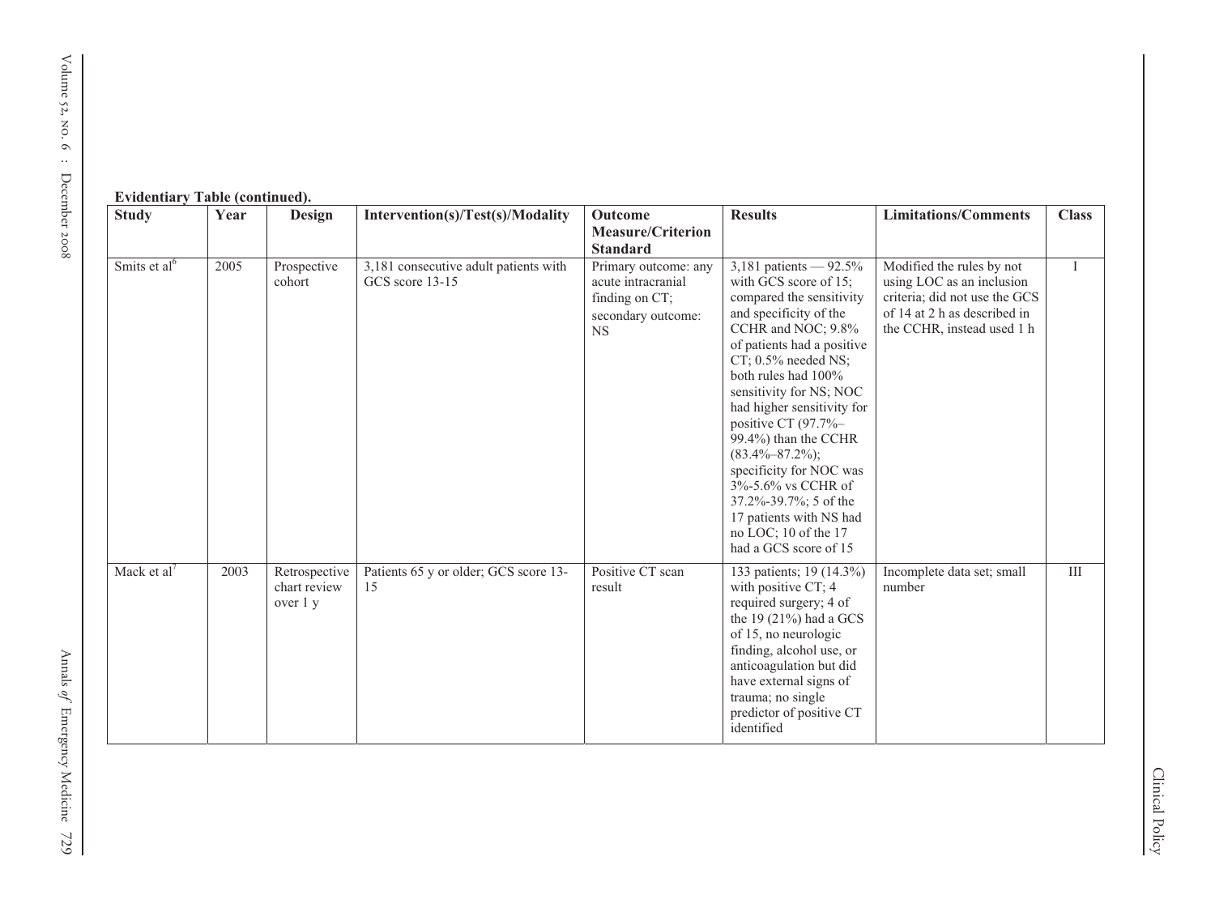**Evidentiary Table (continued).**

| Study | Year | Design | Intervention(s)/Test(s)/Modality | Outcome Measure/Criterion Standard | Results | Limitations/Comments | Class |
|---|---|---|---|---|---|---|---|
| Smits et al[6] | 2005 | Prospective cohort | 3,181 consecutive adult patients with GCS score 13-15 | Primary outcome: any acute intracranial finding on CT; secondary outcome: NS | 3,181 patients — 92.5% with GCS score of 15; compared the sensitivity and specificity of the CCHR and NOC; 9.8% of patients had a positive CT; 0.5% needed NS; both rules had 100% sensitivity for NS; NOC had higher sensitivity for positive CT (97.7%–99.4%) than the CCHR (83.4%–87.2%); specificity for NOC was 3%-5.6% vs CCHR of 37.2%-39.7%; 5 of the 17 patients with NS had no LOC; 10 of the 17 had a GCS score of 15 | Modified the rules by not using LOC as an inclusion criteria; did not use the GCS of 14 at 2 h as described in the CCHR, instead used 1 h | I |
| Mack et al[7] | 2003 | Retrospective chart review over 1 y | Patients 65 y or older; GCS score 13-15 | Positive CT scan result | 133 patients; 19 (14.3%) with positive CT; 4 required surgery; 4 of the 19 (21%) had a GCS of 15, no neurologic finding, alcohol use, or anticoagulation but did have external signs of trauma; no single predictor of positive CT identified | Incomplete data set; small number | III |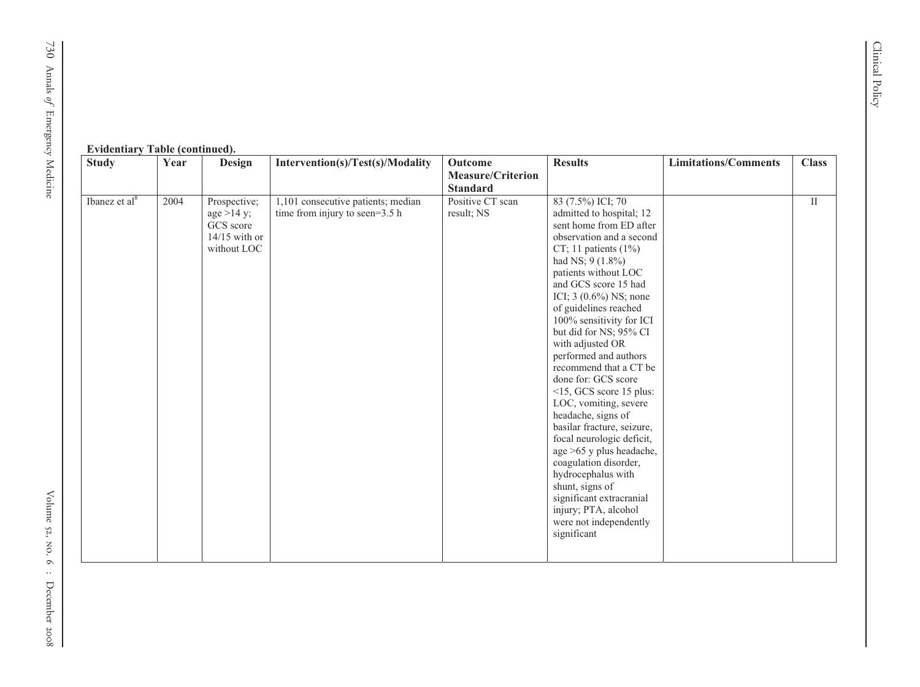**Evidentiary Table (continued).**

| Study | Year | Design | Intervention(s)/Test(s)/Modality | Outcome Measure/Criterion Standard | Results | Limitations/Comments | Class |
|---|---|---|---|---|---|---|---|
| Ibanez et al[8] | 2004 | Prospective; age >14 y; GCS score 14/15 with or without LOC | 1,101 consecutive patients; median time from injury to seen=3.5 h | Positive CT scan result; NS | 83 (7.5%) ICI; 70 admitted to hospital; 12 sent home from ED after observation and a second CT; 11 patients (1%) had NS; 9 (1.8%) patients without LOC and GCS score 15 had ICI; 3 (0.6%) NS; none of guidelines reached 100% sensitivity for ICI but did for NS; 95% CI with adjusted OR performed and authors recommend that a CT be done for: GCS score <15, GCS score 15 plus: LOC, vomiting, severe headache, signs of basilar fracture, seizure, focal neurologic deficit, age >65 y plus headache, coagulation disorder, hydrocephalus with shunt, signs of significant extracranial injury; PTA, alcohol were not independently significant | | II |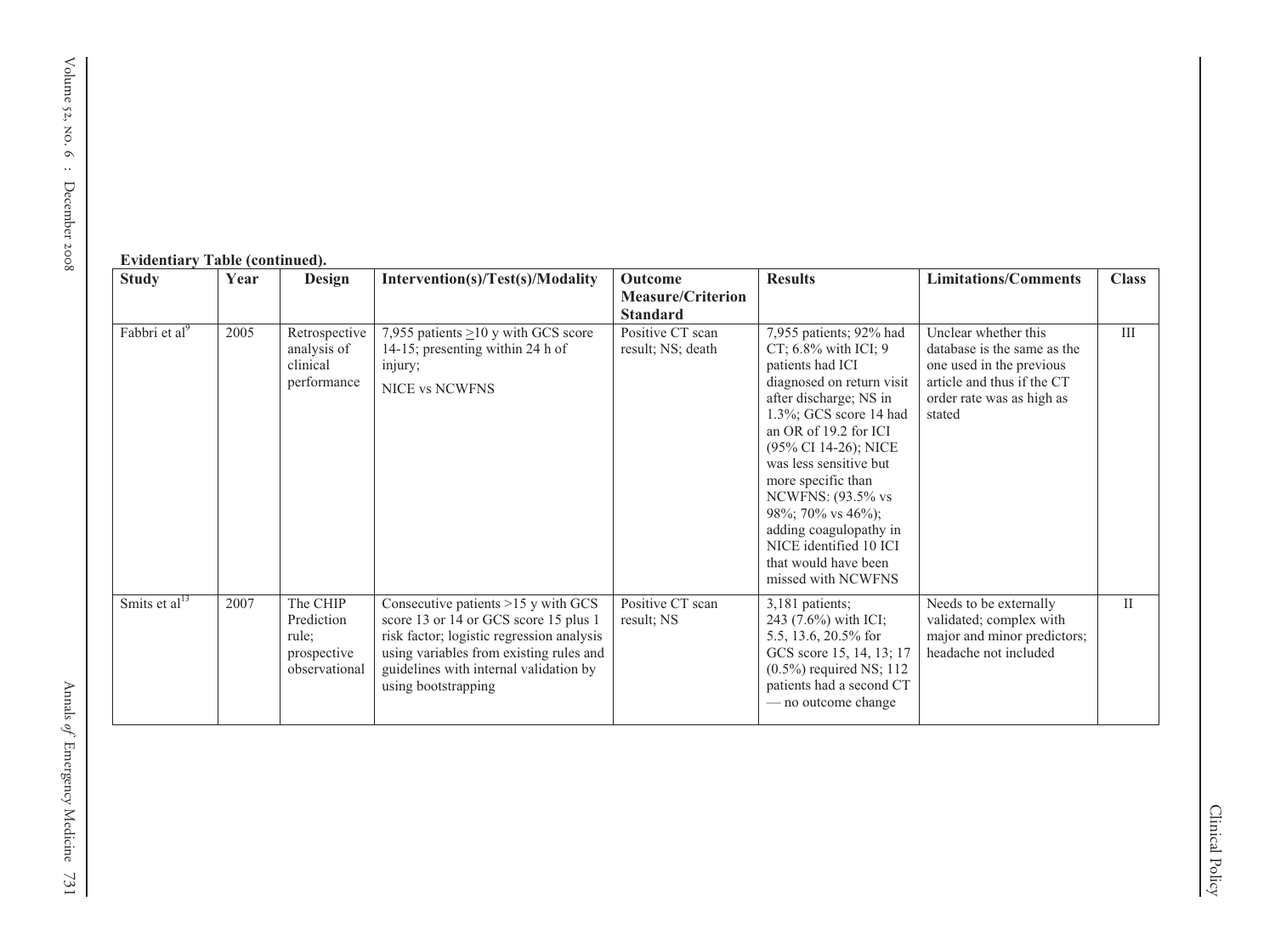**Evidentiary Table (continued).**

| Study | Year | Design | Intervention(s)/Test(s)/Modality | Outcome Measure/Criterion Standard | Results | Limitations/Comments | Class |
|---|---|---|---|---|---|---|---|
| Fabbri et al[9] | 2005 | Retrospective analysis of clinical performance | 7,955 patients ≥10 y with GCS score 14-15; presenting within 24 h of injury; NICE vs NCWFNS | Positive CT scan result; NS; death | 7,955 patients; 92% had CT; 6.8% with ICI; 9 patients had ICI diagnosed on return visit after discharge; NS in 1.3%; GCS score 14 had an OR of 19.2 for ICI (95% CI 14-26); NICE was less sensitive but more specific than NCWFNS: (93.5% vs 98%; 70% vs 46%); adding coagulopathy in NICE identified 10 ICI that would have been missed with NCWFNS | Unclear whether this database is the same as the one used in the previous article and thus if the CT order rate was as high as stated | III |
| Smits et al[13] | 2007 | The CHIP Prediction rule; prospective observational | Consecutive patients >15 y with GCS score 13 or 14 or GCS score 15 plus 1 risk factor; logistic regression analysis using variables from existing rules and guidelines with internal validation by using bootstrapping | Positive CT scan result; NS | 3,181 patients; 243 (7.6%) with ICI; 5.5, 13.6, 20.5% for GCS score 15, 14, 13; 17 (0.5%) required NS; 112 patients had a second CT — no outcome change | Needs to be externally validated; complex with major and minor predictors; headache not included | II |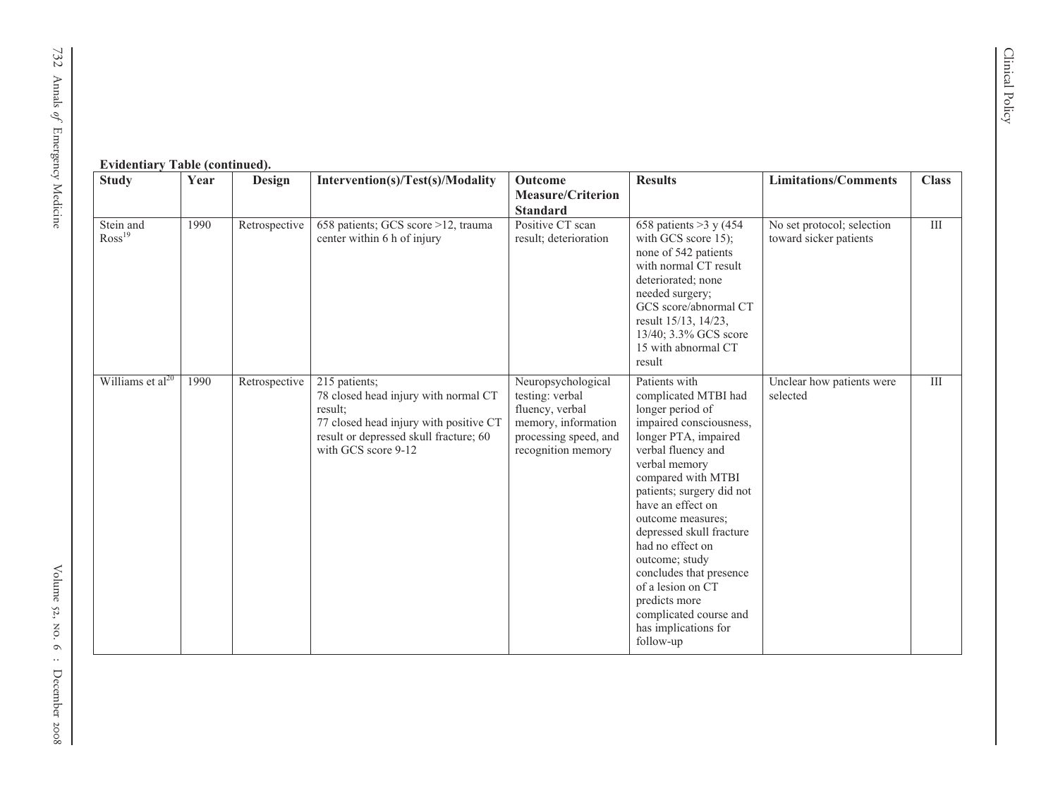**Evidentiary Table (continued).**

| Study | Year | Design | Intervention(s)/Test(s)/Modality | Outcome Measure/Criterion Standard | Results | Limitations/Comments | Class |
|---|---|---|---|---|---|---|---|
| Stein and Ross[19] | 1990 | Retrospective | 658 patients; GCS score >12, trauma center within 6 h of injury | Positive CT scan result; deterioration | 658 patients >3 y (454 with GCS score 15); none of 542 patients with normal CT result deteriorated; none needed surgery; GCS score/abnormal CT result 15/13, 14/23, 13/40; 3.3% GCS score 15 with abnormal CT result | No set protocol; selection toward sicker patients | III |
| Williams et al[20] | 1990 | Retrospective | 215 patients; 78 closed head injury with normal CT result; 77 closed head injury with positive CT result or depressed skull fracture; 60 with GCS score 9-12 | Neuropsychological testing: verbal fluency, verbal memory, information processing speed, and recognition memory | Patients with complicated MTBI had longer period of impaired consciousness, longer PTA, impaired verbal fluency and verbal memory compared with MTBI patients; surgery did not have an effect on outcome measures; depressed skull fracture had no effect on outcome; study concludes that presence of a lesion on CT predicts more complicated course and has implications for follow-up | Unclear how patients were selected | III |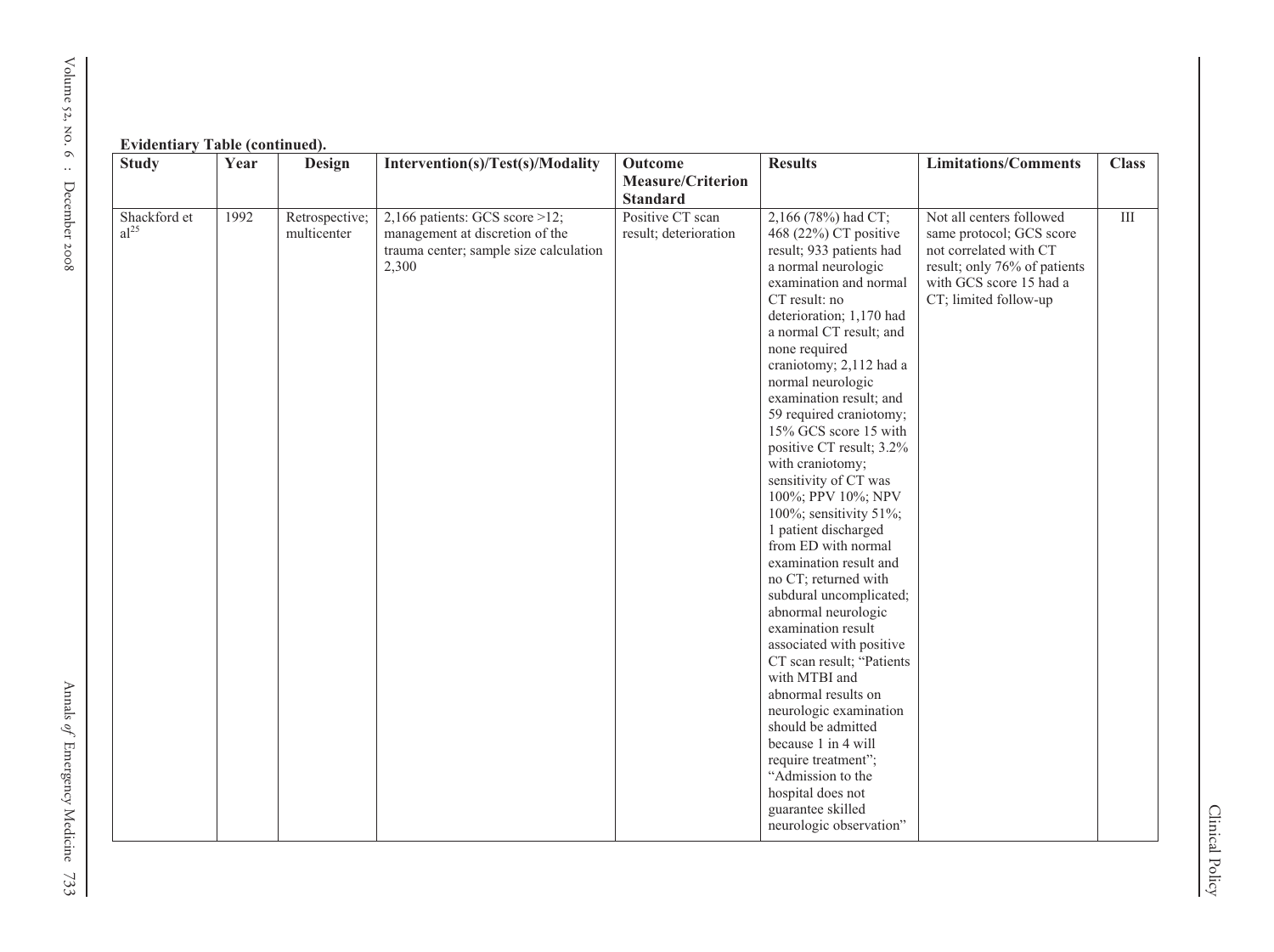**Evidentiary Table (continued).**

| Study | Year | Design | Intervention(s)/Test(s)/Modality | Outcome Measure/Criterion Standard | Results | Limitations/Comments | Class |
|---|---|---|---|---|---|---|---|
| Shackford et al[25] | 1992 | Retrospective; multicenter | 2,166 patients: GCS score >12; management at discretion of the trauma center; sample size calculation 2,300 | Positive CT scan result; deterioration | 2,166 (78%) had CT; 468 (22%) CT positive result; 933 patients had a normal neurologic examination and normal CT result: no deterioration; 1,170 had a normal CT result; and none required craniotomy; 2,112 had a normal neurologic examination result; and 59 required craniotomy; 15% GCS score 15 with positive CT result; 3.2% with craniotomy; sensitivity of CT was 100%; PPV 10%; NPV 100%; sensitivity 51%; 1 patient discharged from ED with normal examination result and no CT; returned with subdural uncomplicated; abnormal neurologic examination result associated with positive CT scan result; "Patients with MTBI and abnormal results on neurologic examination should be admitted because 1 in 4 will require treatment"; "Admission to the hospital does not guarantee skilled neurologic observation" | Not all centers followed same protocol; GCS score not correlated with CT result; only 76% of patients with GCS score 15 had a CT; limited follow-up | III |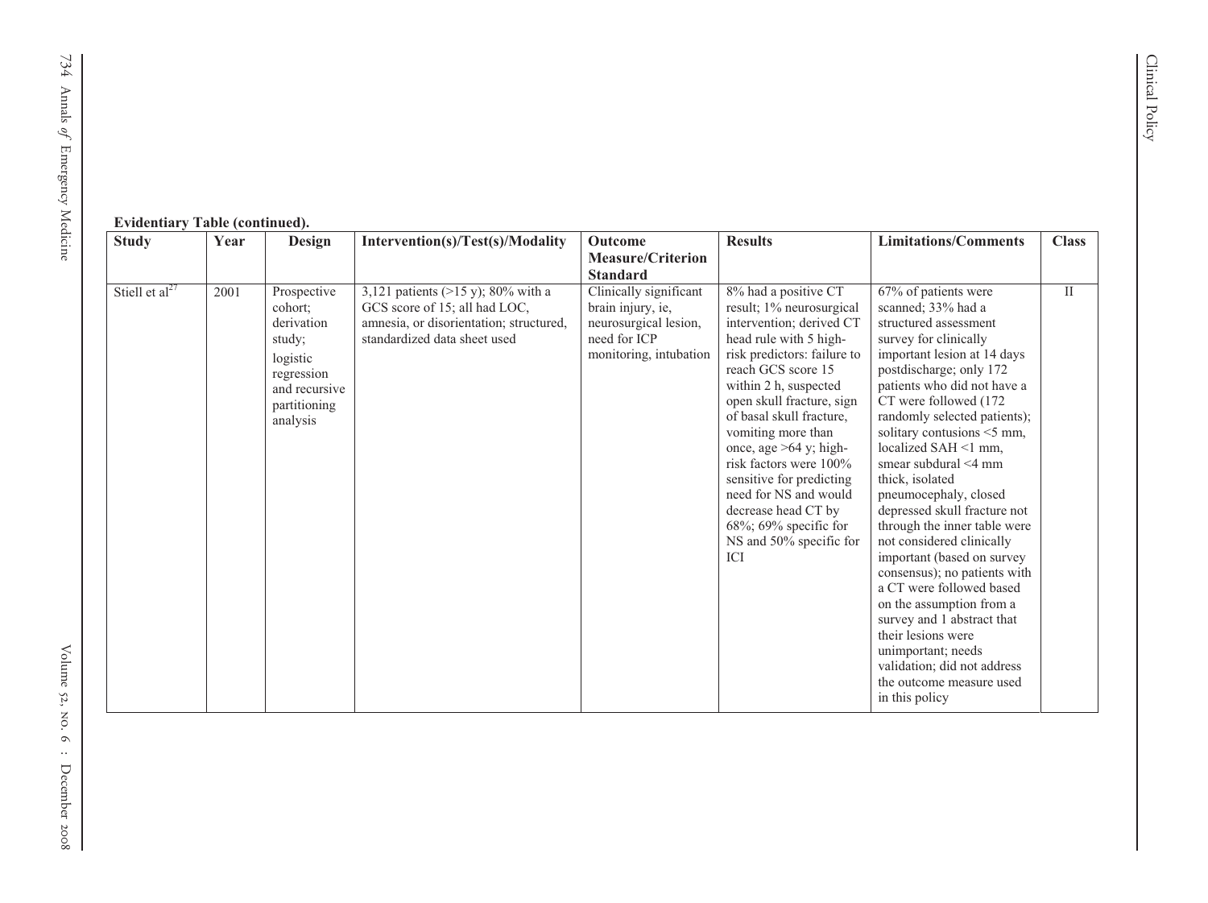**Evidentiary Table (continued).**

| Study | Year | Design | Intervention(s)/Test(s)/Modality | Outcome Measure/Criterion Standard | Results | Limitations/Comments | Class |
|---|---|---|---|---|---|---|---|
| Stiell et al[27] | 2001 | Prospective cohort; derivation study; logistic regression and recursive partitioning analysis | 3,121 patients (>15 y); 80% with a GCS score of 15; all had LOC, amnesia, or disorientation; structured, standardized data sheet used | Clinically significant brain injury, ie, neurosurgical lesion, need for ICP monitoring, intubation | 8% had a positive CT result; 1% neurosurgical intervention; derived CT head rule with 5 high-risk predictors: failure to reach GCS score 15 within 2 h, suspected open skull fracture, sign of basal skull fracture, vomiting more than once, age >64 y; high-risk factors were 100% sensitive for predicting need for NS and would decrease head CT by 68%; 69% specific for NS and 50% specific for ICI | 67% of patients were scanned; 33% had a structured assessment survey for clinically important lesion at 14 days postdischarge; only 172 patients who did not have a CT were followed (172 randomly selected patients); solitary contusions <5 mm, localized SAH <1 mm, smear subdural <4 mm thick, isolated pneumocephaly, closed depressed skull fracture not through the inner table were not considered clinically important (based on survey consensus); no patients with a CT were followed based on the assumption from a survey and 1 abstract that their lesions were unimportant; needs validation; did not address the outcome measure used in this policy | II |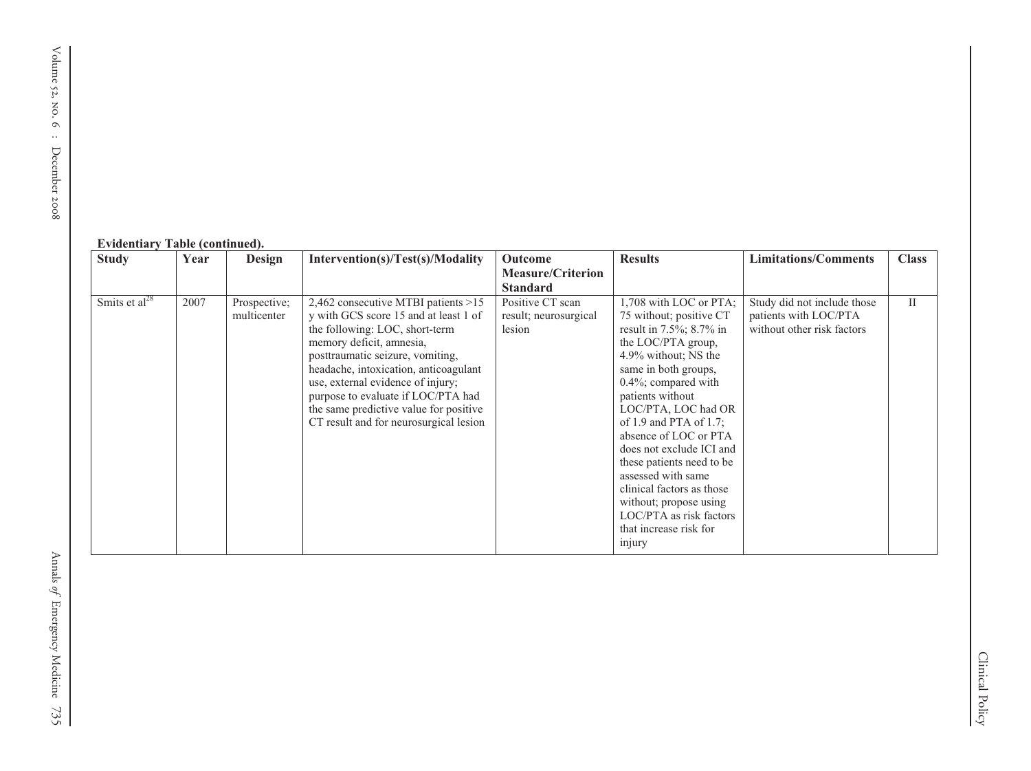**Evidentiary Table (continued).**

| Study | Year | Design | Intervention(s)/Test(s)/Modality | Outcome Measure/Criterion Standard | Results | Limitations/Comments | Class |
|---|---|---|---|---|---|---|---|
| Smits et al[28] | 2007 | Prospective; multicenter | 2,462 consecutive MTBI patients >15 y with GCS score 15 and at least 1 of the following: LOC, short-term memory deficit, amnesia, posttraumatic seizure, vomiting, headache, intoxication, anticoagulant use, external evidence of injury; purpose to evaluate if LOC/PTA had the same predictive value for positive CT result and for neurosurgical lesion | Positive CT scan result; neurosurgical lesion | 1,708 with LOC or PTA; 75 without; positive CT result in 7.5%; 8.7% in the LOC/PTA group, 4.9% without; NS the same in both groups, 0.4%; compared with patients without LOC/PTA, LOC had OR of 1.9 and PTA of 1.7; absence of LOC or PTA does not exclude ICI and these patients need to be assessed with same clinical factors as those without; propose using LOC/PTA as risk factors that increase risk for injury | Study did not include those patients with LOC/PTA without other risk factors | II |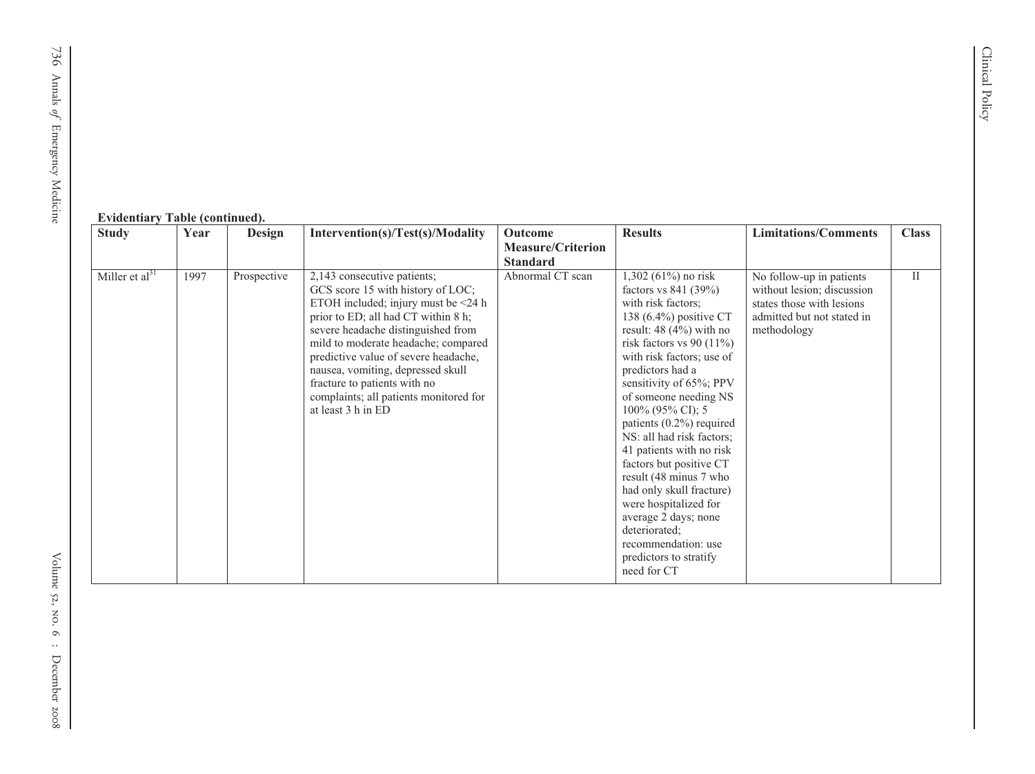**Evidentiary Table (continued).**

| Study | Year | Design | Intervention(s)/Test(s)/Modality | Outcome Measure/Criterion Standard | Results | Limitations/Comments | Class |
|---|---|---|---|---|---|---|---|
| Miller et al[31] | 1997 | Prospective | 2,143 consecutive patients; GCS score 15 with history of LOC; ETOH included; injury must be <24 h prior to ED; all had CT within 8 h; severe headache distinguished from mild to moderate headache; compared predictive value of severe headache, nausea, vomiting, depressed skull fracture to patients with no complaints; all patients monitored for at least 3 h in ED | Abnormal CT scan | 1,302 (61%) no risk factors vs 841 (39%) with risk factors; 138 (6.4%) positive CT result: 48 (4%) with no risk factors vs 90 (11%) with risk factors; use of predictors had a sensitivity of 65%; PPV of someone needing NS 100% (95% CI); 5 patients (0.2%) required NS: all had risk factors; 41 patients with no risk factors but positive CT result (48 minus 7 who had only skull fracture) were hospitalized for average 2 days; none deteriorated; recommendation: use predictors to stratify need for CT | No follow-up in patients without lesion; discussion states those with lesions admitted but not stated in methodology | II |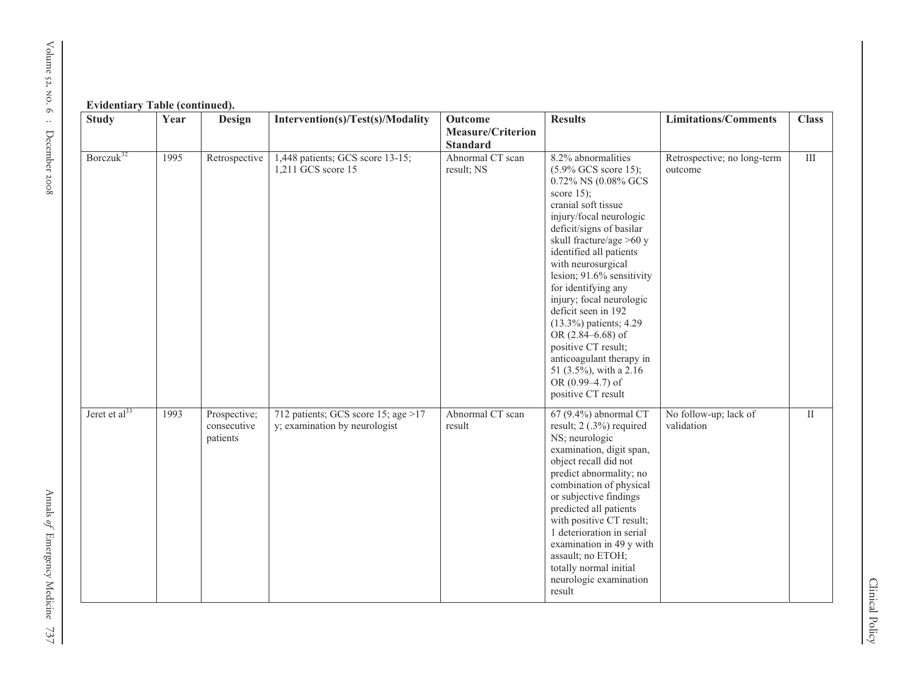**Evidentiary Table (continued).**

| Study | Year | Design | Intervention(s)/Test(s)/Modality | Outcome Measure/Criterion Standard | Results | Limitations/Comments | Class |
|---|---|---|---|---|---|---|---|
| Borczuk[32] | 1995 | Retrospective | 1,448 patients; GCS score 13-15; 1,211 GCS score 15 | Abnormal CT scan result; NS | 8.2% abnormalities (5.9% GCS score 15); 0.72% NS (0.08% GCS score 15); cranial soft tissue injury/focal neurologic deficit/signs of basilar skull fracture/age >60 y identified all patients with neurosurgical lesion; 91.6% sensitivity for identifying any injury; focal neurologic deficit seen in 192 (13.3%) patients; 4.29 OR (2.84–6.68) of positive CT result; anticoagulant therapy in 51 (3.5%), with a 2.16 OR (0.99–4.7) of positive CT result | Retrospective; no long-term outcome | III |
| Jeret et al[33] | 1993 | Prospective; consecutive patients | 712 patients; GCS score 15; age >17 y; examination by neurologist | Abnormal CT scan result | 67 (9.4%) abnormal CT result; 2 (.3%) required NS; neurologic examination, digit span, object recall did not predict abnormality; no combination of physical or subjective findings predicted all patients with positive CT result; 1 deterioration in serial examination in 49 y with assault; no ETOH; totally normal initial neurologic examination result | No follow-up; lack of validation | II |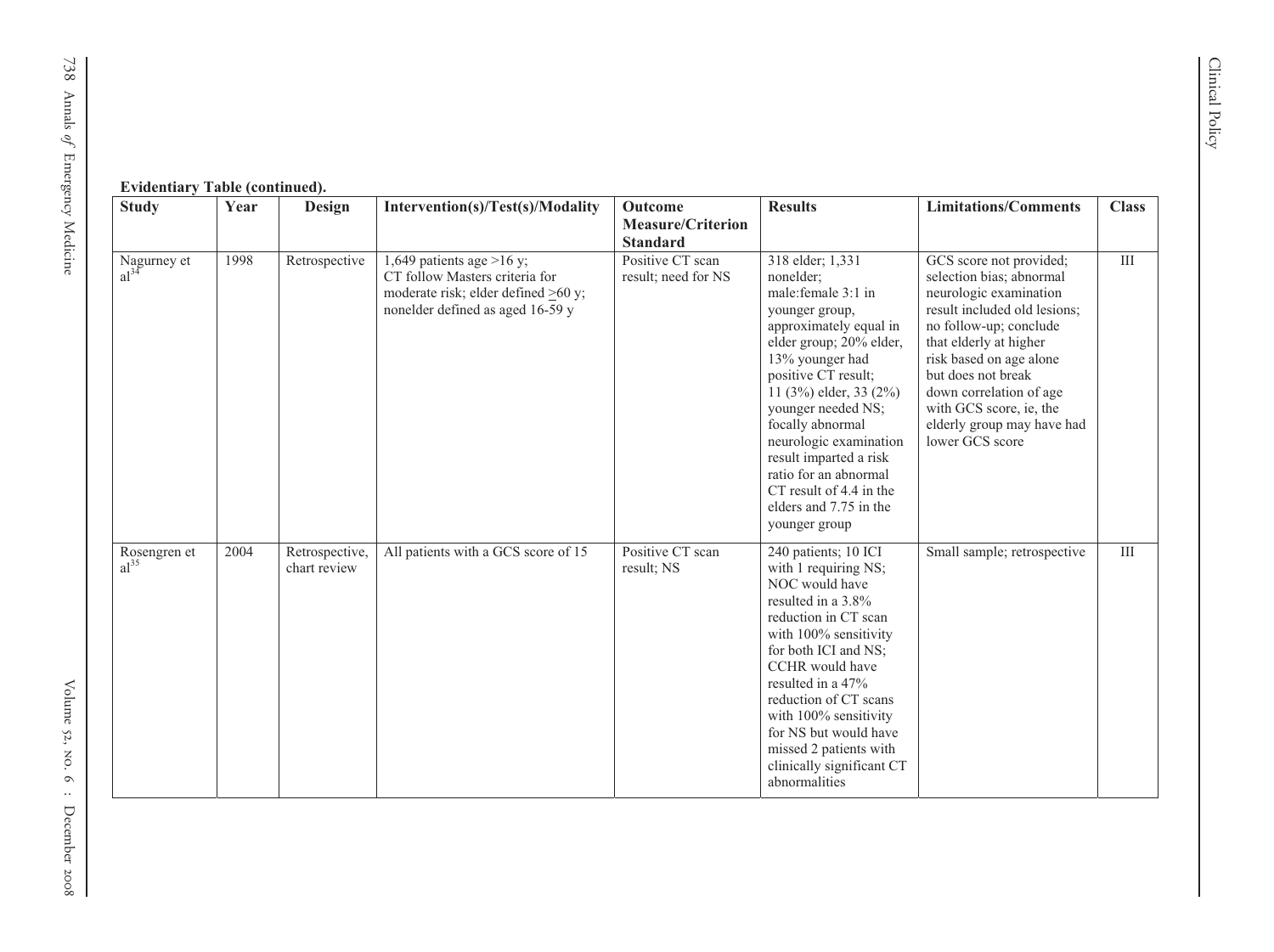**Evidentiary Table (continued).**

| Study | Year | Design | Intervention(s)/Test(s)/Modality | Outcome Measure/Criterion Standard | Results | Limitations/Comments | Class |
|---|---|---|---|---|---|---|---|
| Nagurney et al[34] | 1998 | Retrospective | 1,649 patients age >16 y; CT follow Masters criteria for moderate risk; elder defined ≥60 y; nonelder defined as aged 16-59 y | Positive CT scan result; need for NS | 318 elder; 1,331 nonelder; male:female 3:1 in younger group, approximately equal in elder group; 20% elder, 13% younger had positive CT result; 11 (3%) elder, 33 (2%) younger needed NS; focally abnormal neurologic examination result imparted a risk ratio for an abnormal CT result of 4.4 in the elders and 7.75 in the younger group | GCS score not provided; selection bias; abnormal neurologic examination result included old lesions; no follow-up; conclude that elderly at higher risk based on age alone but does not break down correlation of age with GCS score, ie, the elderly group may have had lower GCS score | III |
| Rosengren et al[35] | 2004 | Retrospective, chart review | All patients with a GCS score of 15 | Positive CT scan result; NS | 240 patients; 10 ICI with 1 requiring NS; NOC would have resulted in a 3.8% reduction in CT scan with 100% sensitivity for both ICI and NS; CCHR would have resulted in a 47% reduction of CT scans with 100% sensitivity for NS but would have missed 2 patients with clinically significant CT abnormalities | Small sample; retrospective | III |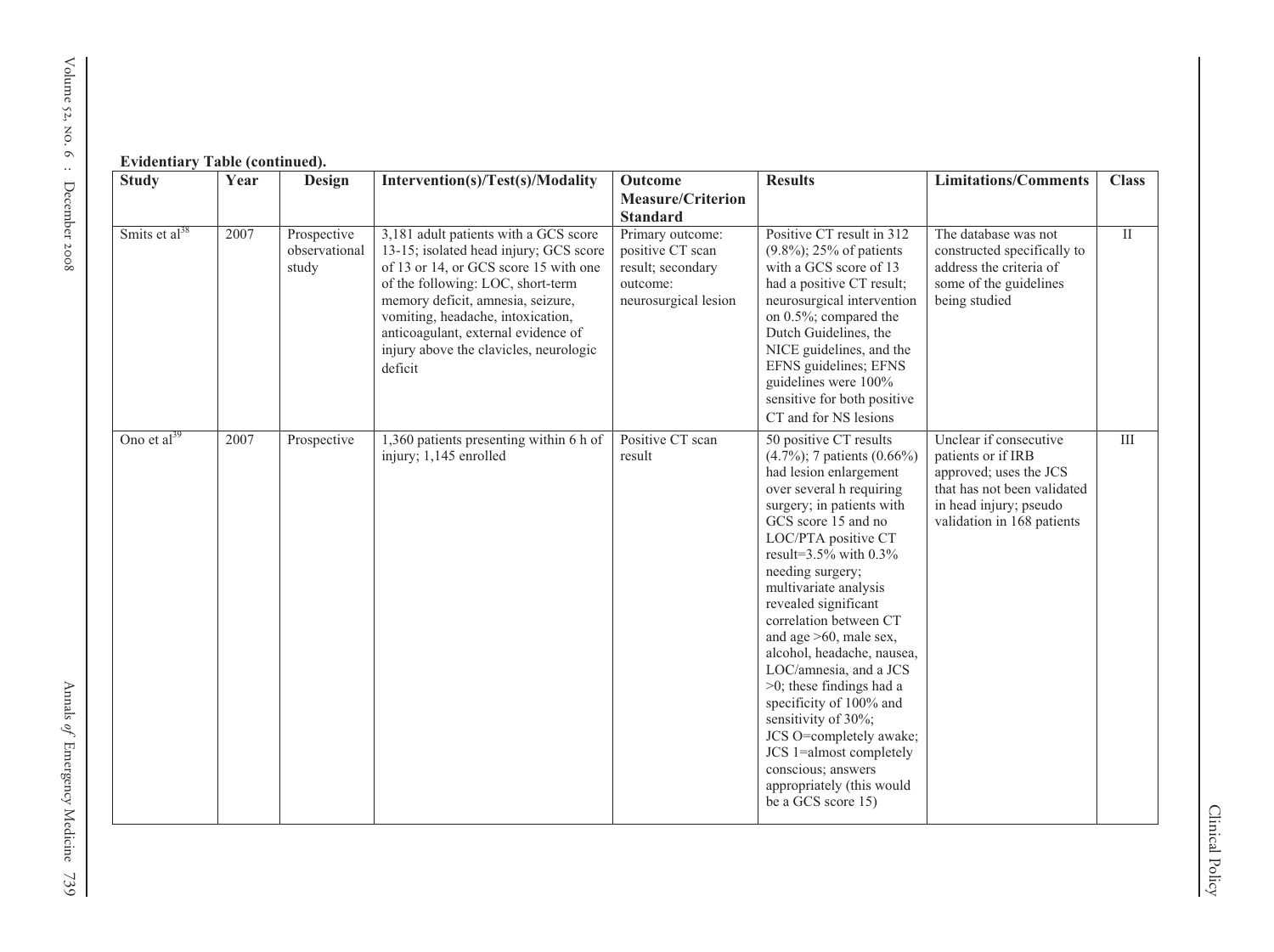**Evidentiary Table (continued).**

| Study | Year | Design | Intervention(s)/Test(s)/Modality | Outcome Measure/Criterion Standard | Results | Limitations/Comments | Class |
|---|---|---|---|---|---|---|---|
| Smits et al[38] | 2007 | Prospective observational study | 3,181 adult patients with a GCS score 13-15; isolated head injury; GCS score of 13 or 14, or GCS score 15 with one of the following: LOC, short-term memory deficit, amnesia, seizure, vomiting, headache, intoxication, anticoagulant, external evidence of injury above the clavicles, neurologic deficit | Primary outcome: positive CT scan result; secondary outcome: neurosurgical lesion | Positive CT result in 312 (9.8%); 25% of patients with a GCS score of 13 had a positive CT result; neurosurgical intervention on 0.5%; compared the Dutch Guidelines, the NICE guidelines, and the EFNS guidelines; EFNS guidelines were 100% sensitive for both positive CT and for NS lesions | The database was not constructed specifically to address the criteria of some of the guidelines being studied | II |
| Ono et al[39] | 2007 | Prospective | 1,360 patients presenting within 6 h of injury; 1,145 enrolled | Positive CT scan result | 50 positive CT results (4.7%); 7 patients (0.66%) had lesion enlargement over several h requiring surgery; in patients with GCS score 15 and no LOC/PTA positive CT result=3.5% with 0.3% needing surgery; multivariate analysis revealed significant correlation between CT and age >60, male sex, alcohol, headache, nausea, LOC/amnesia, and a JCS >0; these findings had a specificity of 100% and sensitivity of 30%; JCS O=completely awake; JCS 1=almost completely conscious; answers appropriately (this would be a GCS score 15) | Unclear if consecutive patients or if IRB approved; uses the JCS that has not been validated in head injury; pseudo validation in 168 patients | III |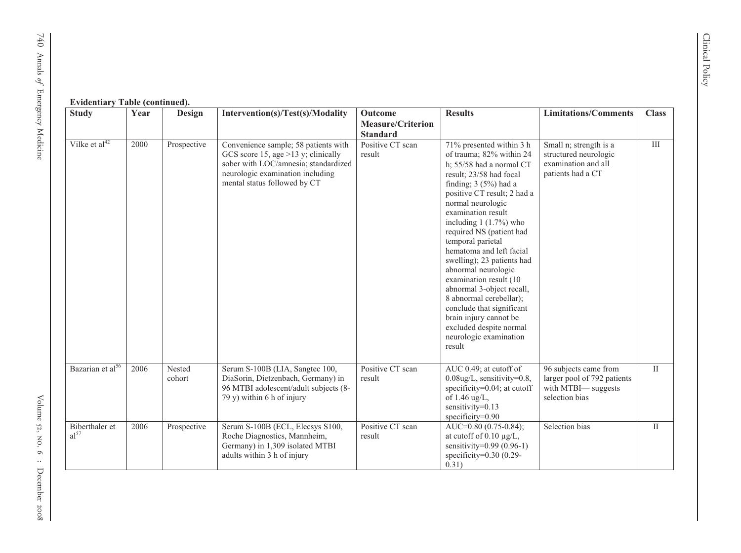**Evidentiary Table (continued).**

| Study | Year | Design | Intervention(s)/Test(s)/Modality | Outcome Measure/Criterion Standard | Results | Limitations/Comments | Class |
|---|---|---|---|---|---|---|---|
| Vilke et al[42] | 2000 | Prospective | Convenience sample; 58 patients with GCS score 15, age >13 y; clinically sober with LOC/amnesia; standardized neurologic examination including mental status followed by CT | Positive CT scan result | 71% presented within 3 h of trauma; 82% within 24 h; 55/58 had a normal CT result; 23/58 had focal finding; 3 (5%) had a positive CT result; 2 had a normal neurologic examination result including 1 (1.7%) who required NS (patient had temporal parietal hematoma and left facial swelling); 23 patients had abnormal neurologic examination result (10 abnormal 3-object recall, 8 abnormal cerebellar); conclude that significant brain injury cannot be excluded despite normal neurologic examination result | Small n; strength is a structured neurologic examination and all patients had a CT | III |
| Bazarian et al[56] | 2006 | Nested cohort | Serum S-100B (LIA, Sangtec 100, DiaSorin, Dietzenbach, Germany) in 96 MTBI adolescent/adult subjects (8-79 y) within 6 h of injury | Positive CT scan result | AUC 0.49; at cutoff of 0.08ug/L, sensitivity=0.8, specificity=0.04; at cutoff of 1.46 ug/L, sensitivity=0.13 specificity=0.90 | 96 subjects came from larger pool of 792 patients with MTBI— suggests selection bias | II |
| Biberthaler et al[57] | 2006 | Prospective | Serum S-100B (ECL, Elecsys S100, Roche Diagnostics, Mannheim, Germany) in 1,309 isolated MTBI adults within 3 h of injury | Positive CT scan result | AUC=0.80 (0.75-0.84); at cutoff of 0.10 µg/L, sensitivity=0.99 (0.96-1) specificity=0.30 (0.29-0.31) | Selection bias | II |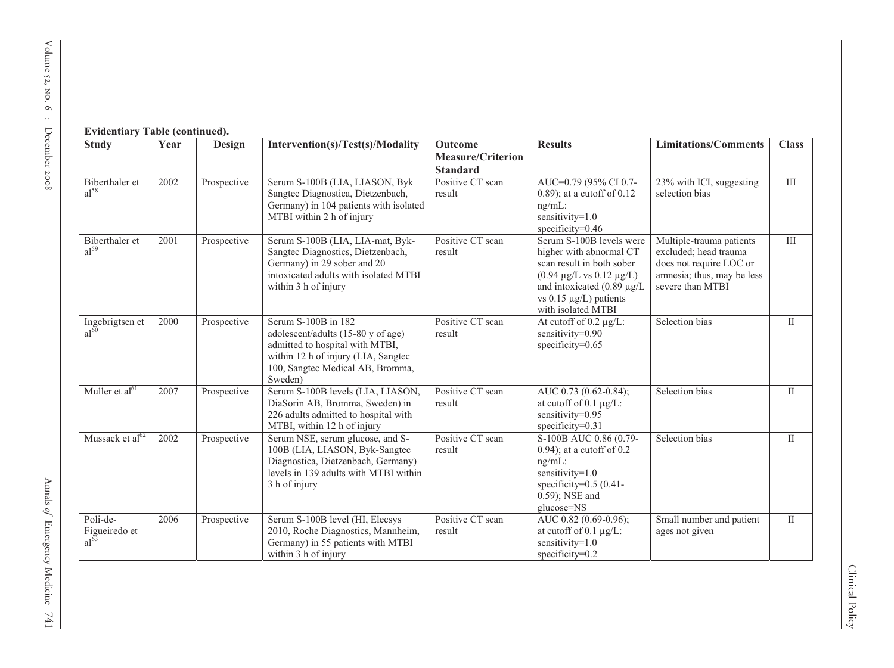**Evidentiary Table (continued).**

| Study | Year | Design | Intervention(s)/Test(s)/Modality | Outcome Measure/Criterion Standard | Results | Limitations/Comments | Class |
|---|---|---|---|---|---|---|---|
| Biberthaler et al[58] | 2002 | Prospective | Serum S-100B (LIA, LIASON, Byk Sangtec Diagnostica, Dietzenbach, Germany) in 104 patients with isolated MTBI within 2 h of injury | Positive CT scan result | AUC=0.79 (95% CI 0.7-0.89); at a cutoff of 0.12 ng/mL: sensitivity=1.0 specificity=0.46 | 23% with ICI, suggesting selection bias | III |
| Biberthaler et al[59] | 2001 | Prospective | Serum S-100B (LIA, LIA-mat, Byk-Sangtec Diagnostics, Dietzenbach, Germany) in 29 sober and 20 intoxicated adults with isolated MTBI within 3 h of injury | Positive CT scan result | Serum S-100B levels were higher with abnormal CT scan result in both sober (0.94 µg/L vs 0.12 µg/L) and intoxicated (0.89 µg/L vs 0.15 µg/L) patients with isolated MTBI | Multiple-trauma patients excluded; head trauma does not require LOC or amnesia; thus, may be less severe than MTBI | III |
| Ingebrigtsen et al[60] | 2000 | Prospective | Serum S-100B in 182 adolescent/adults (15-80 y of age) admitted to hospital with MTBI, within 12 h of injury (LIA, Sangtec 100, Sangtec Medical AB, Bromma, Sweden) | Positive CT scan result | At cutoff of 0.2 µg/L: sensitivity=0.90 specificity=0.65 | Selection bias | II |
| Muller et al[61] | 2007 | Prospective | Serum S-100B levels (LIA, LIASON, DiaSorin AB, Bromma, Sweden) in 226 adults admitted to hospital with MTBI, within 12 h of injury | Positive CT scan result | AUC 0.73 (0.62-0.84); at cutoff of 0.1 µg/L: sensitivity=0.95 specificity=0.31 | Selection bias | II |
| Mussack et al[62] | 2002 | Prospective | Serum NSE, serum glucose, and S-100B (LIA, LIASON, Byk-Sangtec Diagnostica, Dietzenbach, Germany) levels in 139 adults with MTBI within 3 h of injury | Positive CT scan result | S-100B AUC 0.86 (0.79-0.94); at a cutoff of 0.2 ng/mL: sensitivity=1.0 specificity=0.5 (0.41-0.59); NSE and glucose=NS | Selection bias | II |
| Poli-de-Figueiredo et al[63] | 2006 | Prospective | Serum S-100B level (HI, Elecsys 2010, Roche Diagnostics, Mannheim, Germany) in 55 patients with MTBI within 3 h of injury | Positive CT scan result | AUC 0.82 (0.69-0.96); at cutoff of 0.1 µg/L: sensitivity=1.0 specificity=0.2 | Small number and patient ages not given | II |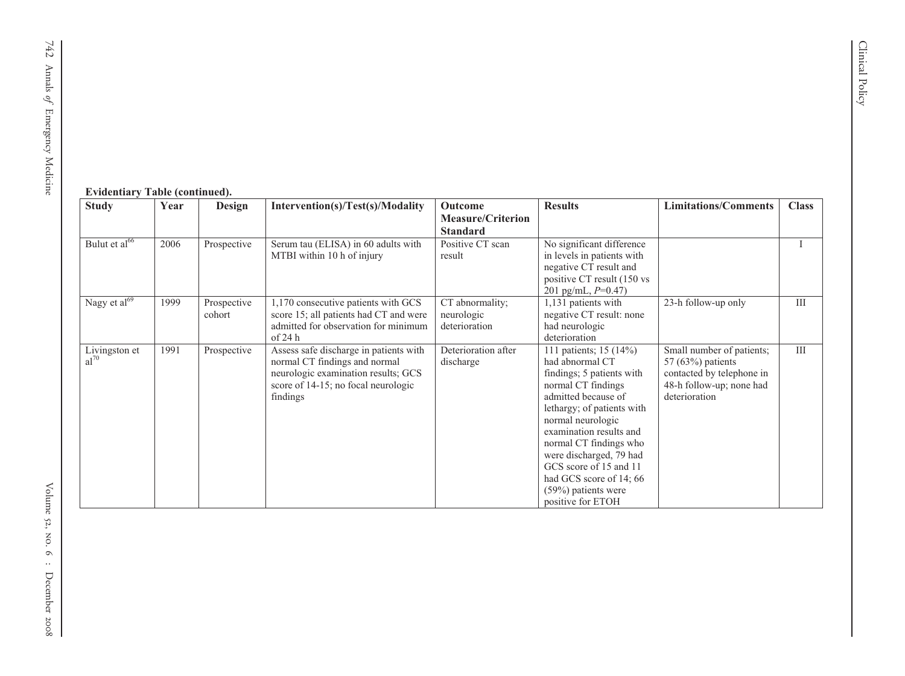**Evidentiary Table (continued).**

| Study | Year | Design | Intervention(s)/Test(s)/Modality | Outcome Measure/Criterion Standard | Results | Limitations/Comments | Class |
|---|---|---|---|---|---|---|---|
| Bulut et al[66] | 2006 | Prospective | Serum tau (ELISA) in 60 adults with MTBI within 10 h of injury | Positive CT scan result | No significant difference in levels in patients with negative CT result and positive CT result (150 vs 201 pg/mL, $P$=0.47) | | I |
| Nagy et al[69] | 1999 | Prospective cohort | 1,170 consecutive patients with GCS score 15; all patients had CT and were admitted for observation for minimum of 24 h | CT abnormality; neurologic deterioration | 1,131 patients with negative CT result: none had neurologic deterioration | 23-h follow-up only | III |
| Livingston et al[70] | 1991 | Prospective | Assess safe discharge in patients with normal CT findings and normal neurologic examination results; GCS score of 14-15; no focal neurologic findings | Deterioration after discharge | 111 patients; 15 (14%) had abnormal CT findings; 5 patients with normal CT findings admitted because of lethargy; of patients with normal neurologic examination results and normal CT findings who were discharged, 79 had GCS score of 15 and 11 had GCS score of 14; 66 (59%) patients were positive for ETOH | Small number of patients; 57 (63%) patients contacted by telephone in 48-h follow-up; none had deterioration | III |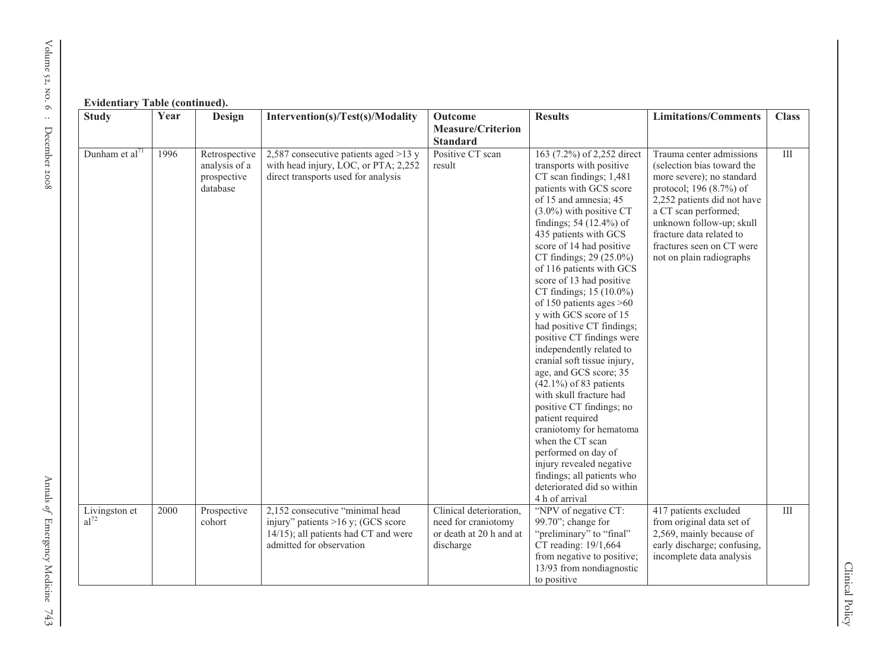**Evidentiary Table (continued).**

| Study | Year | Design | Intervention(s)/Test(s)/Modality | Outcome Measure/Criterion Standard | Results | Limitations/Comments | Class |
|---|---|---|---|---|---|---|---|
| Dunham et al[71] | 1996 | Retrospective analysis of a prospective database | 2,587 consecutive patients aged >13 y with head injury, LOC, or PTA; 2,252 direct transports used for analysis | Positive CT scan result | 163 (7.2%) of 2,252 direct transports with positive CT scan findings; 1,481 patients with GCS score of 15 and amnesia; 45 (3.0%) with positive CT findings; 54 (12.4%) of 435 patients with GCS score of 14 had positive CT findings; 29 (25.0%) of 116 patients with GCS score of 13 had positive CT findings; 15 (10.0%) of 150 patients ages >60 y with GCS score of 15 had positive CT findings; positive CT findings were independently related to cranial soft tissue injury, age, and GCS score; 35 (42.1%) of 83 patients with skull fracture had positive CT findings; no patient required craniotomy for hematoma when the CT scan performed on day of injury revealed negative findings; all patients who deteriorated did so within 4 h of arrival | Trauma center admissions (selection bias toward the more severe); no standard protocol; 196 (8.7%) of 2,252 patients did not have a CT scan performed; unknown follow-up; skull fracture data related to fractures seen on CT were not on plain radiographs | III |
| Livingston et al[72] | 2000 | Prospective cohort | 2,152 consecutive "minimal head injury" patients >16 y; (GCS score 14/15); all patients had CT and were admitted for observation | Clinical deterioration, need for craniotomy or death at 20 h and at discharge | "NPV of negative CT: 99.70"; change for "preliminary" to "final" CT reading: 19/1,664 from negative to positive; 13/93 from nondiagnostic to positive | 417 patients excluded from original data set of 2,569, mainly because of early discharge; confusing, incomplete data analysis | III |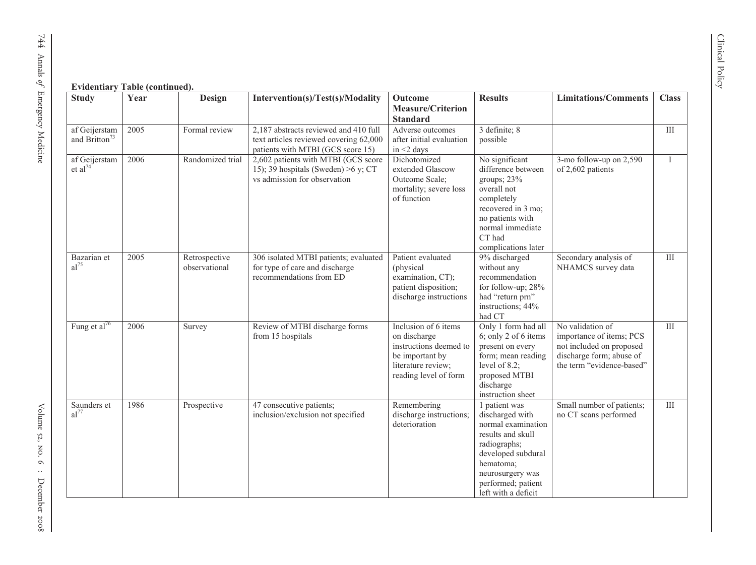**Evidentiary Table (continued).**

| Study | Year | Design | Intervention(s)/Test(s)/Modality | Outcome Measure/Criterion Standard | Results | Limitations/Comments | Class |
|---|---|---|---|---|---|---|---|
| af Geijerstam and Britton[73] | 2005 | Formal review | 2,187 abstracts reviewed and 410 full text articles reviewed covering 62,000 patients with MTBI (GCS score 15) | Adverse outcomes after initial evaluation in <2 days | 3 definite; 8 possible | | III |
| af Geijerstam et al[74] | 2006 | Randomized trial | 2,602 patients with MTBI (GCS score 15); 39 hospitals (Sweden) >6 y; CT vs admission for observation | Dichotomized extended Glascow Outcome Scale; mortality; severe loss of function | No significant difference between groups; 23% overall not completely recovered in 3 mo; no patients with normal immediate CT had complications later | 3-mo follow-up on 2,590 of 2,602 patients | I |
| Bazarian et al[75] | 2005 | Retrospective observational | 306 isolated MTBI patients; evaluated for type of care and discharge recommendations from ED | Patient evaluated (physical examination, CT); patient disposition; discharge instructions | 9% discharged without any recommendation for follow-up; 28% had "return prn" instructions; 44% had CT | Secondary analysis of NHAMCS survey data | III |
| Fung et al[76] | 2006 | Survey | Review of MTBI discharge forms from 15 hospitals | Inclusion of 6 items on discharge instructions deemed to be important by literature review; reading level of form | Only 1 form had all 6; only 2 of 6 items present on every form; mean reading level of 8.2; proposed MTBI discharge instruction sheet | No validation of importance of items; PCS not included on proposed discharge form; abuse of the term "evidence-based" | III |
| Saunders et al[77] | 1986 | Prospective | 47 consecutive patients; inclusion/exclusion not specified | Remembering discharge instructions; deterioration | 1 patient was discharged with normal examination results and skull radiographs; developed subdural hematoma; neurosurgery was performed; patient left with a deficit | Small number of patients; no CT scans performed | III |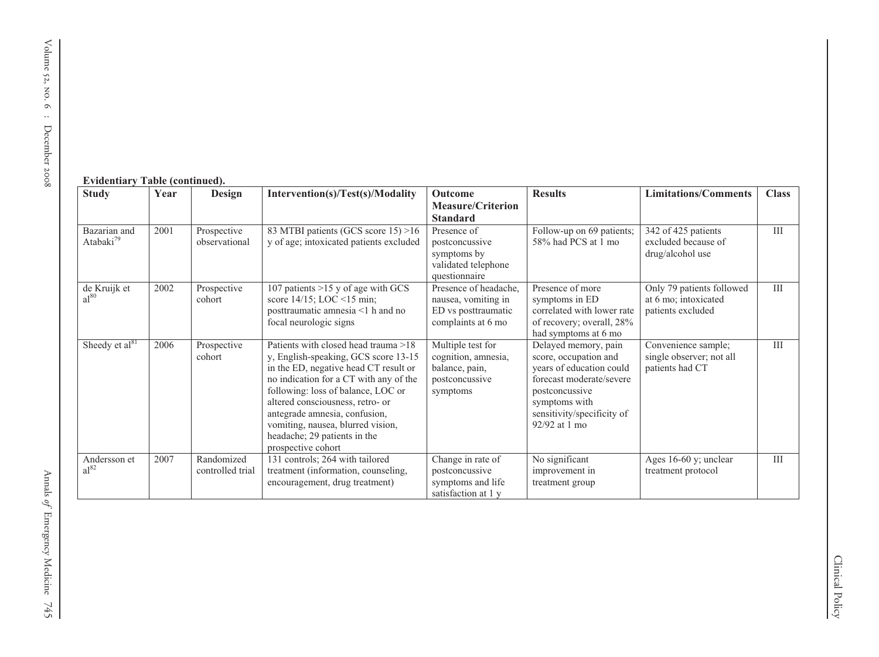**Evidentiary Table (continued).**

| Study | Year | Design | Intervention(s)/Test(s)/Modality | Outcome Measure/Criterion Standard | Results | Limitations/Comments | Class |
|---|---|---|---|---|---|---|---|
| Bazarian and Atabaki[79] | 2001 | Prospective observational | 83 MTBI patients (GCS score 15) >16 y of age; intoxicated patients excluded | Presence of postconcussive symptoms by validated telephone questionnaire | Follow-up on 69 patients; 58% had PCS at 1 mo | 342 of 425 patients excluded because of drug/alcohol use | III |
| de Kruijk et al[80] | 2002 | Prospective cohort | 107 patients >15 y of age with GCS score 14/15; LOC <15 min; posttraumatic amnesia <1 h and no focal neurologic signs | Presence of headache, nausea, vomiting in ED vs posttraumatic complaints at 6 mo | Presence of more symptoms in ED correlated with lower rate of recovery; overall, 28% had symptoms at 6 mo | Only 79 patients followed at 6 mo; intoxicated patients excluded | III |
| Sheedy et al[81] | 2006 | Prospective cohort | Patients with closed head trauma >18 y, English-speaking, GCS score 13-15 in the ED, negative head CT result or no indication for a CT with any of the following: loss of balance, LOC or altered consciousness, retro- or antegrade amnesia, confusion, vomiting, nausea, blurred vision, headache; 29 patients in the prospective cohort | Multiple test for cognition, amnesia, balance, pain, postconcussive symptoms | Delayed memory, pain score, occupation and years of education could forecast moderate/severe postconcussive symptoms with sensitivity/specificity of 92/92 at 1 mo | Convenience sample; single observer; not all patients had CT | III |
| Andersson et al[82] | 2007 | Randomized controlled trial | 131 controls; 264 with tailored treatment (information, counseling, encouragement, drug treatment) | Change in rate of postconcussive symptoms and life satisfaction at 1 y | No significant improvement in treatment group | Ages 16-60 y; unclear treatment protocol | III |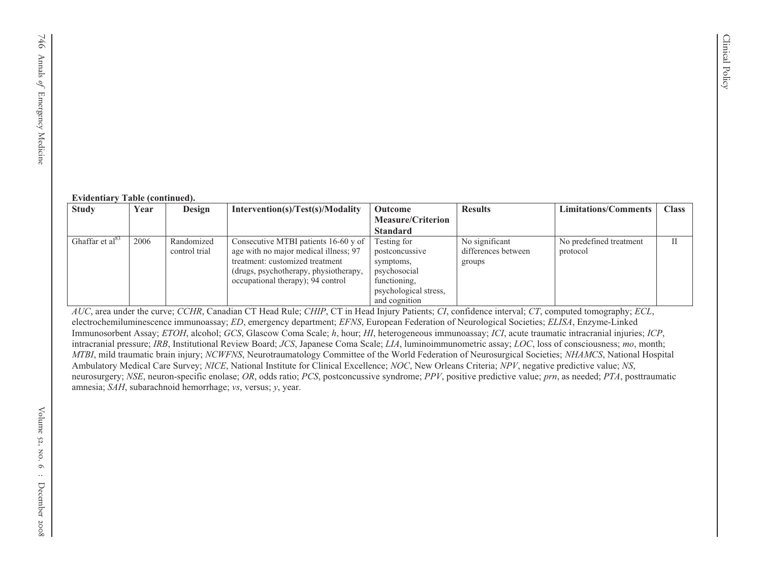**Evidentiary Table (continued).**

| Study | Year | Design | Intervention(s)/Test(s)/Modality | Outcome Measure/Criterion Standard | Results | Limitations/Comments | Class |
|---|---|---|---|---|---|---|---|
| Ghaffar et al[83] | 2006 | Randomized control trial | Consecutive MTBI patients 16-60 y of age with no major medical illness; 97 treatment: customized treatment (drugs, psychotherapy, physiotherapy, occupational therapy); 94 control | Testing for postconcussive symptoms, psychosocial functioning, psychological stress, and cognition | No significant differences between groups | No predefined treatment protocol | II |

*AUC*, area under the curve; *CCHR*, Canadian CT Head Rule; *CHIP*, CT in Head Injury Patients; *CI*, confidence interval; *CT*, computed tomography; *ECL*, electrochemiluminescence immunoassay; *ED*, emergency department; *EFNS*, European Federation of Neurological Societies; *ELISA*, Enzyme-Linked Immunosorbent Assay; *ETOH*, alcohol; *GCS*, Glascow Coma Scale; *h*, hour; *HI*, heterogeneous immunoassay; *ICI*, acute traumatic intracranial injuries; *ICP*, intracranial pressure; *IRB*, Institutional Review Board; *JCS*, Japanese Coma Scale; *LIA*, luminoimmunometric assay; *LOC*, loss of consciousness; *mo*, month; *MTBI*, mild traumatic brain injury; *NCWFNS*, Neurotraumatology Committee of the World Federation of Neurosurgical Societies; *NHAMCS*, National Hospital Ambulatory Medical Care Survey; *NICE*, National Institute for Clinical Excellence; *NOC*, New Orleans Criteria; *NPV*, negative predictive value; *NS*, neurosurgery; *NSE*, neuron-specific enolase; *OR*, odds ratio; *PCS*, postconcussive syndrome; *PPV*, positive predictive value; *prn*, as needed; *PTA*, posttraumatic amnesia; *SAH*, subarachnoid hemorrhage; *vs*, versus; *y*, year.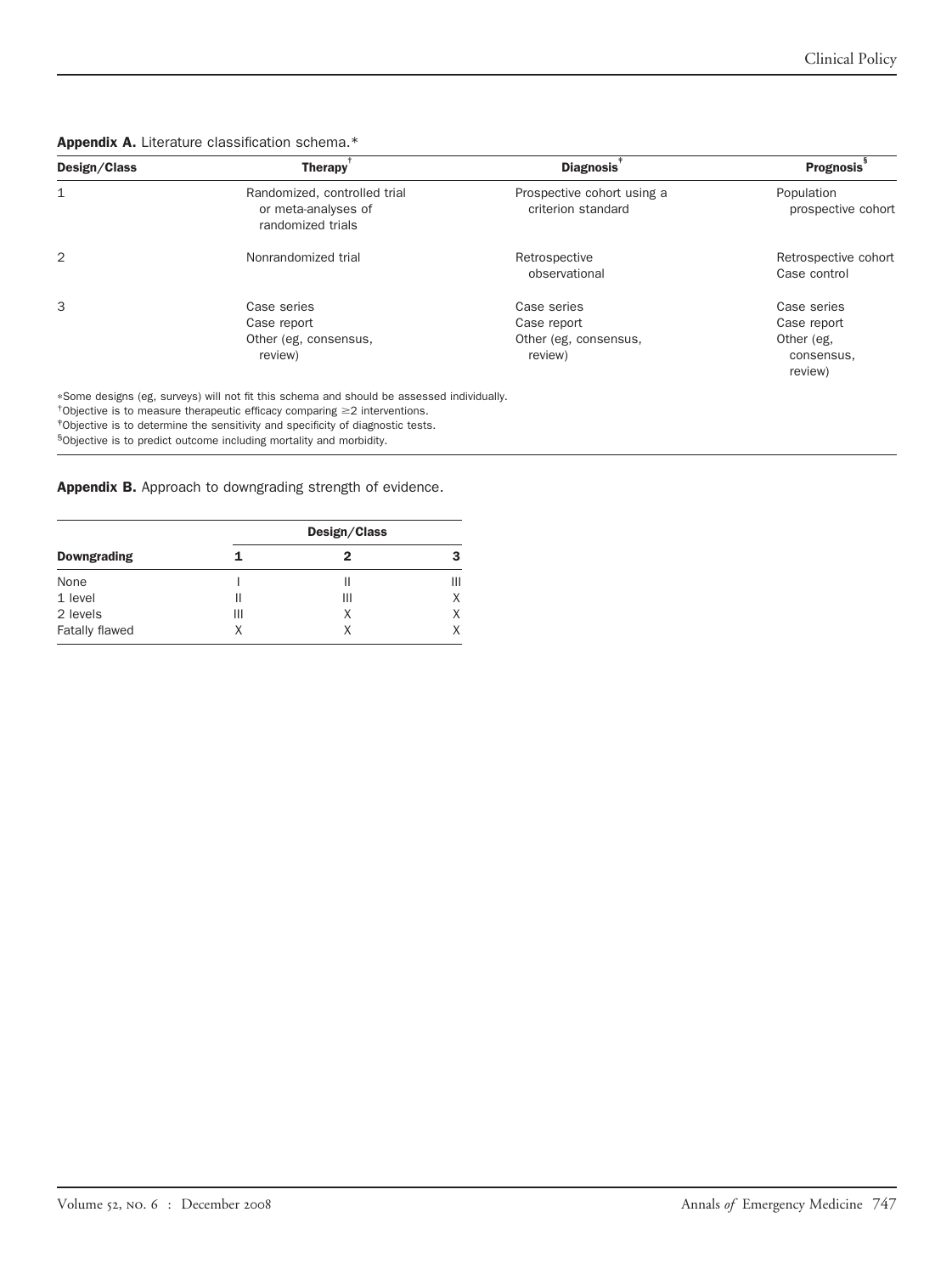**Appendix A.** Literature classification schema.*

| Design/Class | Therapy[†] | Diagnosis[‡] | Prognosis[§] |
|---|---|---|---|
| 1 | Randomized, controlled trial or meta-analyses of randomized trials | Prospective cohort using a criterion standard | Population prospective cohort |
| 2 | Nonrandomized trial | Retrospective observational | Retrospective cohort<br>Case control |
| 3 | Case series<br>Case report<br>Other (eg, consensus, review) | Case series<br>Case report<br>Other (eg, consensus, review) | Case series<br>Case report<br>Other (eg, consensus, review) |

*Some designs (eg, surveys) will not fit this schema and should be assessed individually.
[†]Objective is to measure therapeutic efficacy comparing ≥2 interventions.
[‡]Objective is to determine the sensitivity and specificity of diagnostic tests.
[§]Objective is to predict outcome including mortality and morbidity.

**Appendix B.** Approach to downgrading strength of evidence.

| | Design/Class | | |
|---|---|---|---|
| **Downgrading** | **1** | **2** | **3** |
| None | I | II | III |
| 1 level | II | III | X |
| 2 levels | III | X | X |
| Fatally flawed | X | X | X |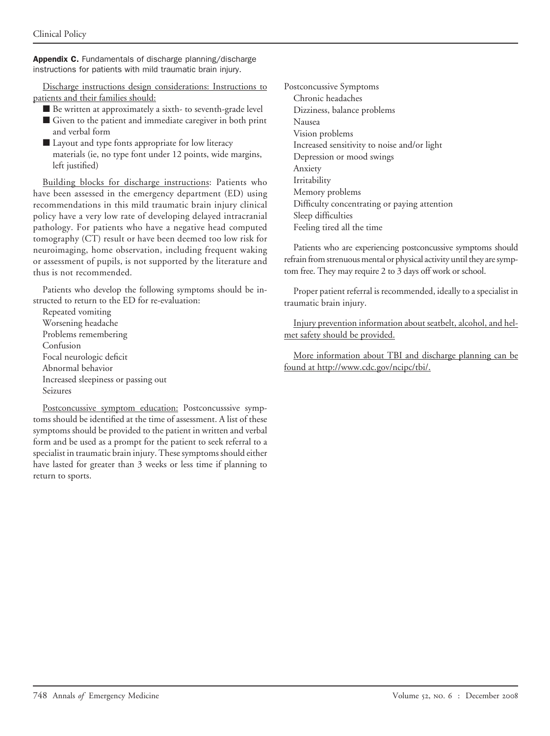**Appendix C.** Fundamentals of discharge planning/discharge instructions for patients with mild traumatic brain injury.

Discharge instructions design considerations: Instructions to patients and their families should:

- Be written at approximately a sixth- to seventh-grade level
- Given to the patient and immediate caregiver in both print and verbal form
- Layout and type fonts appropriate for low literacy materials (ie, no type font under 12 points, wide margins, left justified)

Building blocks for discharge instructions: Patients who have been assessed in the emergency department (ED) using recommendations in this mild traumatic brain injury clinical policy have a very low rate of developing delayed intracranial pathology. For patients who have a negative head computed tomography (CT) result or have been deemed too low risk for neuroimaging, home observation, including frequent waking or assessment of pupils, is not supported by the literature and thus is not recommended.

Patients who develop the following symptoms should be instructed to return to the ED for re-evaluation:

Repeated vomiting
Worsening headache
Problems remembering
Confusion
Focal neurologic deficit
Abnormal behavior
Increased sleepiness or passing out
Seizures

Postconcussive symptom education: Postconcusssive symptoms should be identified at the time of assessment. A list of these symptoms should be provided to the patient in written and verbal form and be used as a prompt for the patient to seek referral to a specialist in traumatic brain injury. These symptoms should either have lasted for greater than 3 weeks or less time if planning to return to sports.

Postconcussive Symptoms

Chronic headaches
Dizziness, balance problems
Nausea
Vision problems
Increased sensitivity to noise and/or light
Depression or mood swings
Anxiety
Irritability
Memory problems
Difficulty concentrating or paying attention
Sleep difficulties
Feeling tired all the time

Patients who are experiencing postconcussive symptoms should refrain from strenuous mental or physical activity until they are symptom free. They may require 2 to 3 days off work or school.

Proper patient referral is recommended, ideally to a specialist in traumatic brain injury.

Injury prevention information about seatbelt, alcohol, and helmet safety should be provided.

More information about TBI and discharge planning can be found at http://www.cdc.gov/ncipc/tbi/.